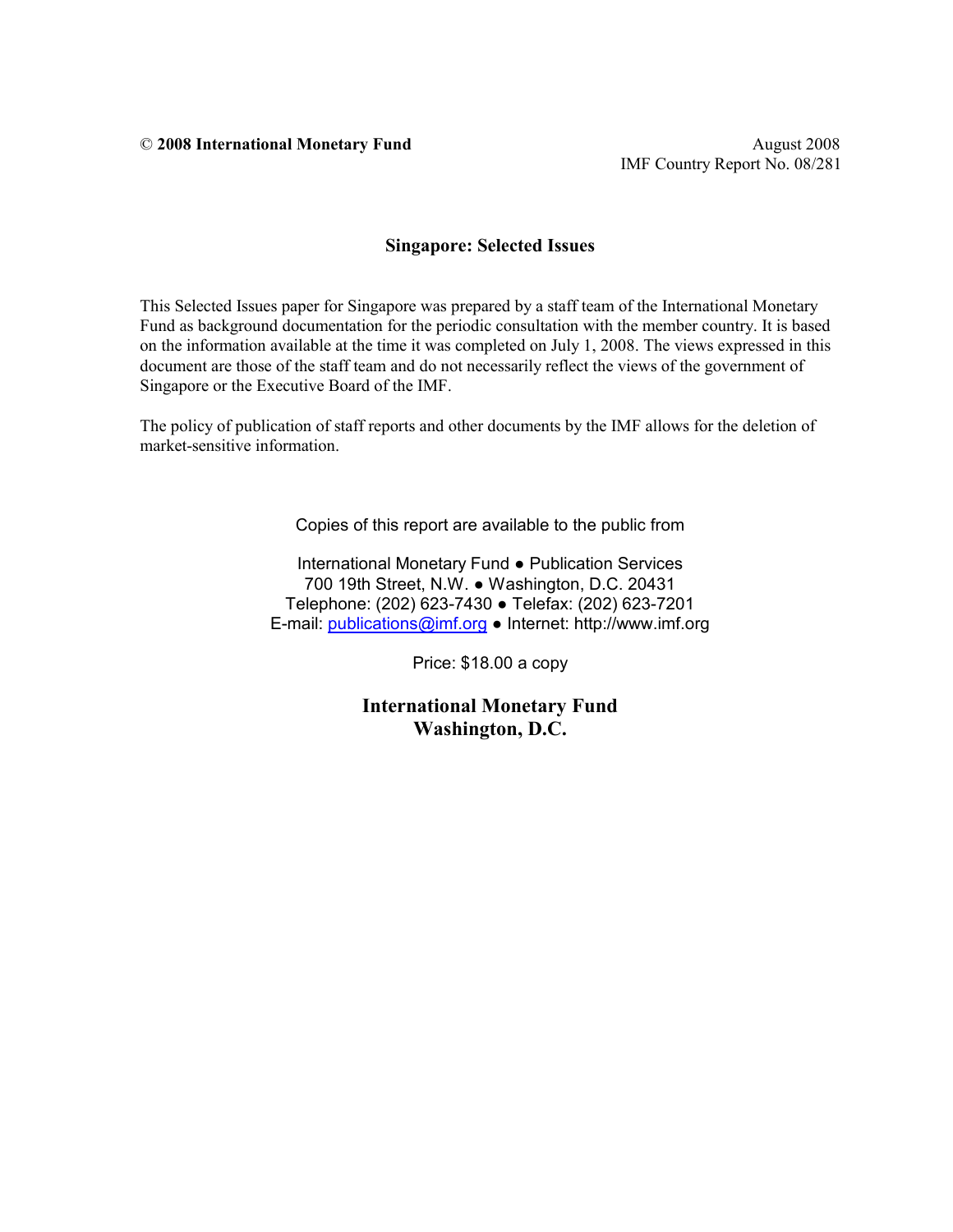© **2008 International Monetary Fund** August 2008

IMF Country Report No. 08/281

## Singapore: Selected Issues

This Selected Issues paper for Singapore was prepared by a staff team of the International Monetary Fund as background documentation for the periodic consultation with the member country. It is based on the information available at the time it was completed on July 1, 2008. The views expressed in this document are those of the staff team and do not necessarily reflect the views of the government of Singapore or the Executive Board of the IMF.

The policy of publication of staff reports and other documents by the IMF allows for the deletion of market-sensitive information.

Copies of this report are available to the public from

International Monetary Fund ● Publication Services
700 19th Street, N.W. ● Washington, D.C. 20431
Telephone: (202) 623-7430 ● Telefax: (202) 623-7201
E-mail: publications@imf.org ● Internet: http://www.imf.org

Price: $18.00 a copy

**International Monetary Fund**
**Washington, D.C.**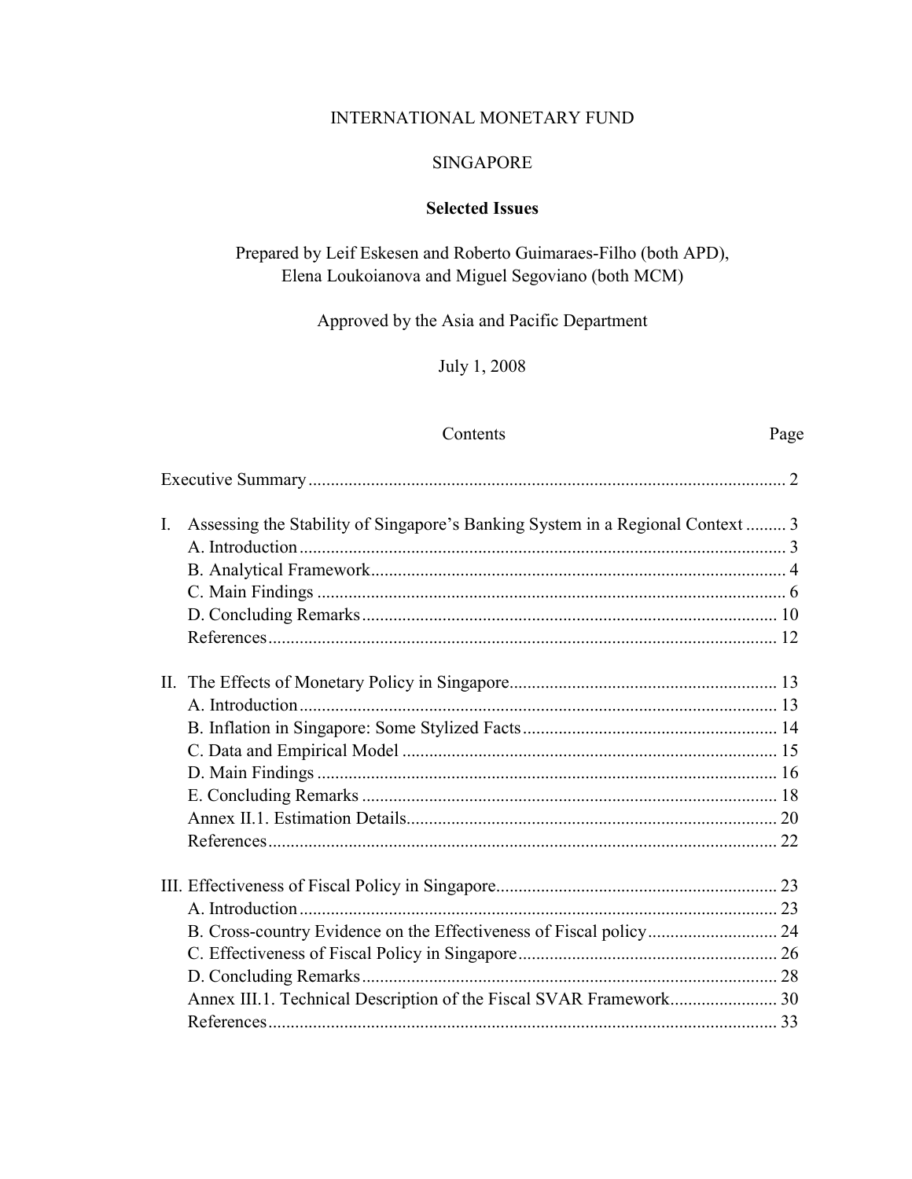INTERNATIONAL MONETARY FUND

SINGAPORE

**Selected Issues**

Prepared by Leif Eskesen and Roberto Guimaraes-Filho (both APD), Elena Loukoianova and Miguel Segoviano (both MCM)

Approved by the Asia and Pacific Department

July 1, 2008

| Contents | Page |
|---|---|
| Executive Summary | 2 |
| I. Assessing the Stability of Singapore's Banking System in a Regional Context | 3 |
| A. Introduction | 3 |
| B. Analytical Framework | 4 |
| C. Main Findings | 6 |
| D. Concluding Remarks | 10 |
| References | 12 |
| II. The Effects of Monetary Policy in Singapore | 13 |
| A. Introduction | 13 |
| B. Inflation in Singapore: Some Stylized Facts | 14 |
| C. Data and Empirical Model | 15 |
| D. Main Findings | 16 |
| E. Concluding Remarks | 18 |
| Annex II.1. Estimation Details | 20 |
| References | 22 |
| III. Effectiveness of Fiscal Policy in Singapore | 23 |
| A. Introduction | 23 |
| B. Cross-country Evidence on the Effectiveness of Fiscal policy | 24 |
| C. Effectiveness of Fiscal Policy in Singapore | 26 |
| D. Concluding Remarks | 28 |
| Annex III.1. Technical Description of the Fiscal SVAR Framework | 30 |
| References | 33 |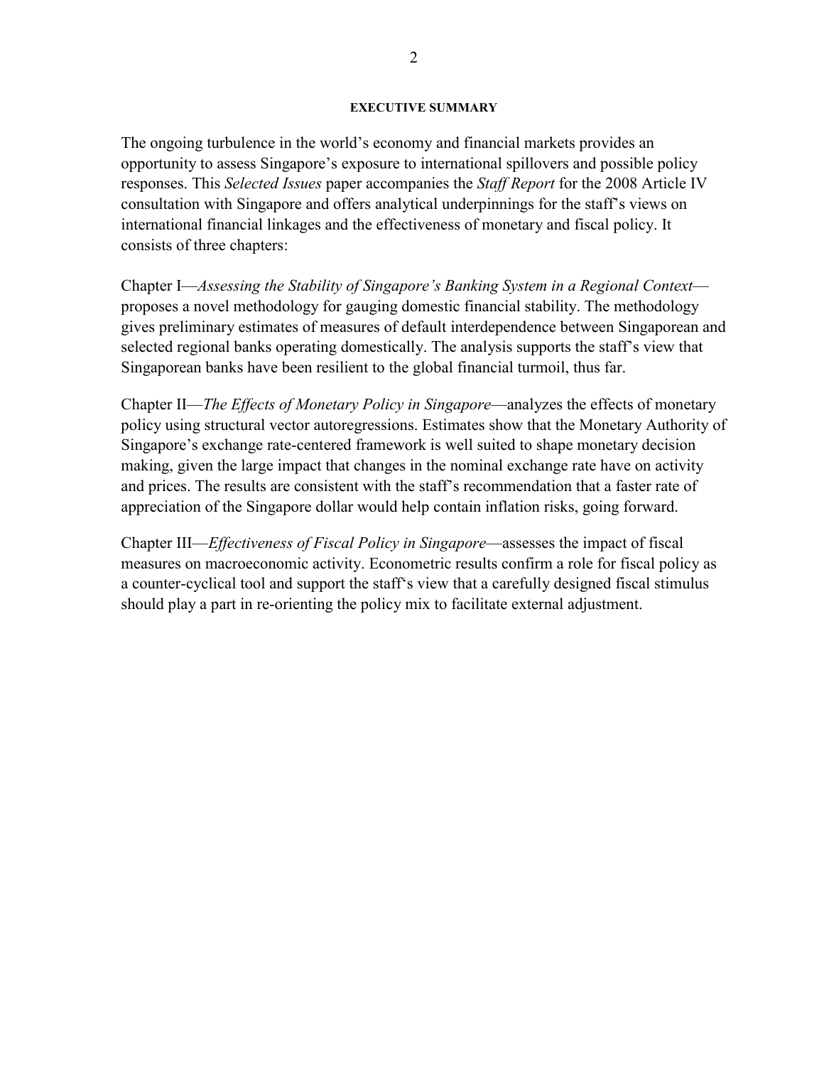# EXECUTIVE SUMMARY

The ongoing turbulence in the world's economy and financial markets provides an opportunity to assess Singapore's exposure to international spillovers and possible policy responses. This *Selected Issues* paper accompanies the *Staff Report* for the 2008 Article IV consultation with Singapore and offers analytical underpinnings for the staff's views on international financial linkages and the effectiveness of monetary and fiscal policy. It consists of three chapters:

Chapter I—*Assessing the Stability of Singapore's Banking System in a Regional Context*—proposes a novel methodology for gauging domestic financial stability. The methodology gives preliminary estimates of measures of default interdependence between Singaporean and selected regional banks operating domestically. The analysis supports the staff's view that Singaporean banks have been resilient to the global financial turmoil, thus far.

Chapter II—*The Effects of Monetary Policy in Singapore*—analyzes the effects of monetary policy using structural vector autoregressions. Estimates show that the Monetary Authority of Singapore's exchange rate-centered framework is well suited to shape monetary decision making, given the large impact that changes in the nominal exchange rate have on activity and prices. The results are consistent with the staff's recommendation that a faster rate of appreciation of the Singapore dollar would help contain inflation risks, going forward.

Chapter III—*Effectiveness of Fiscal Policy in Singapore*—assesses the impact of fiscal measures on macroeconomic activity. Econometric results confirm a role for fiscal policy as a counter-cyclical tool and support the staff's view that a carefully designed fiscal stimulus should play a part in re-orienting the policy mix to facilitate external adjustment.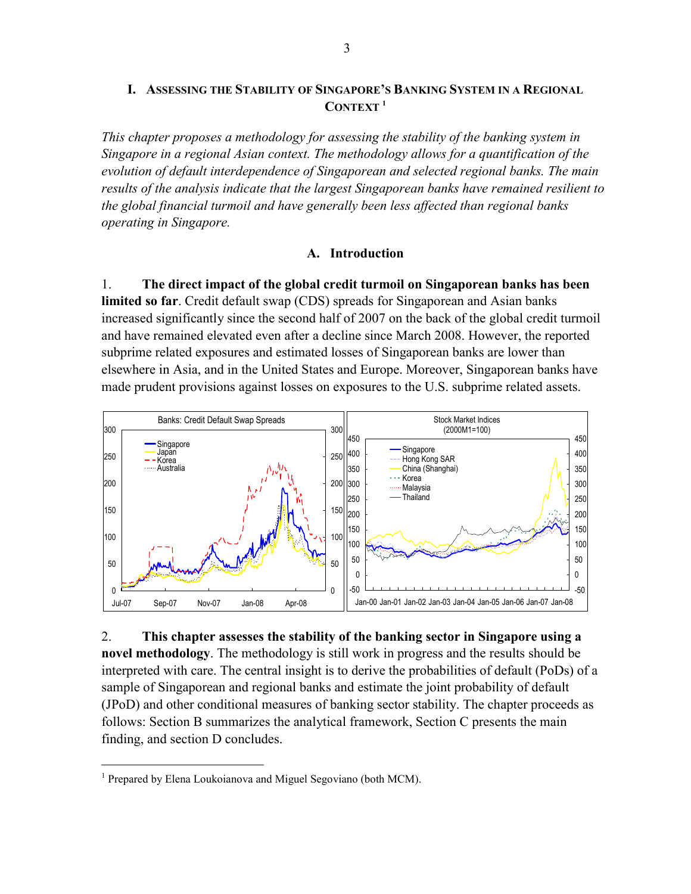## I. Assessing the Stability of Singapore's Banking System in a Regional Context [1]

*This chapter proposes a methodology for assessing the stability of the banking system in Singapore in a regional Asian context. The methodology allows for a quantification of the evolution of default interdependence of Singaporean and selected regional banks. The main results of the analysis indicate that the largest Singaporean banks have remained resilient to the global financial turmoil and have generally been less affected than regional banks operating in Singapore.*

### A. Introduction

1. **The direct impact of the global credit turmoil on Singaporean banks has been limited so far**. Credit default swap (CDS) spreads for Singaporean and Asian banks increased significantly since the second half of 2007 on the back of the global credit turmoil and have remained elevated even after a decline since March 2008. However, the reported subprime related exposures and estimated losses of Singaporean banks are lower than elsewhere in Asia, and in the United States and Europe. Moreover, Singaporean banks have made prudent provisions against losses on exposures to the U.S. subprime related assets.

2. **This chapter assesses the stability of the banking sector in Singapore using a novel methodology**. The methodology is still work in progress and the results should be interpreted with care. The central insight is to derive the probabilities of default (PoDs) of a sample of Singaporean and regional banks and estimate the joint probability of default (JPoD) and other conditional measures of banking sector stability. The chapter proceeds as follows: Section B summarizes the analytical framework, Section C presents the main finding, and section D concludes.

[1] Prepared by Elena Loukoianova and Miguel Segoviano (both MCM).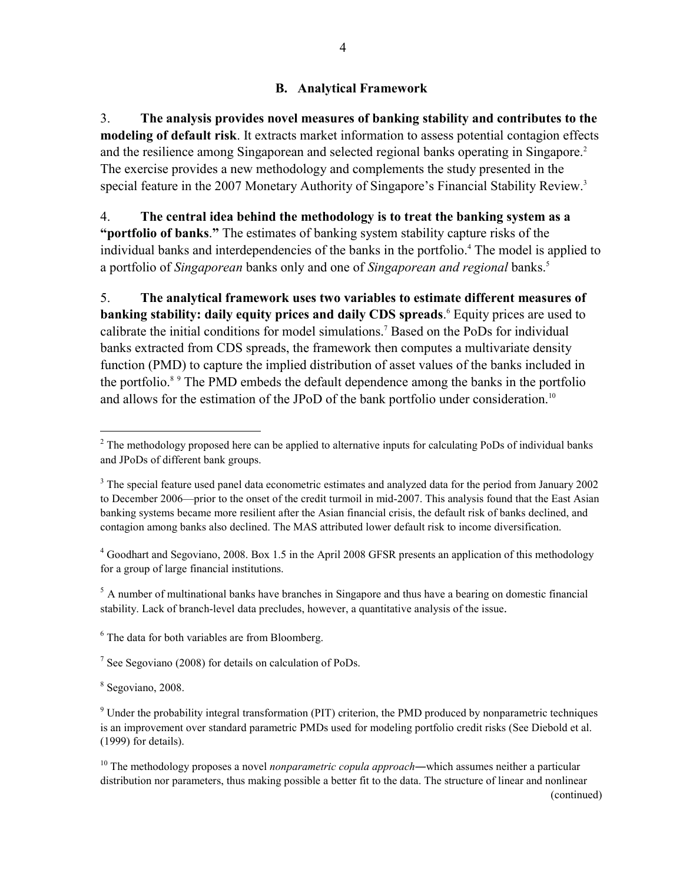## B. Analytical Framework

3. **The analysis provides novel measures of banking stability and contributes to the modeling of default risk**. It extracts market information to assess potential contagion effects and the resilience among Singaporean and selected regional banks operating in Singapore.[2] The exercise provides a new methodology and complements the study presented in the special feature in the 2007 Monetary Authority of Singapore's Financial Stability Review.[3]

4. **The central idea behind the methodology is to treat the banking system as a "portfolio of banks."** The estimates of banking system stability capture risks of the individual banks and interdependencies of the banks in the portfolio.[4] The model is applied to a portfolio of *Singaporean* banks only and one of *Singaporean and regional* banks.[5]

5. **The analytical framework uses two variables to estimate different measures of banking stability: daily equity prices and daily CDS spreads**.[6] Equity prices are used to calibrate the initial conditions for model simulations.[7] Based on the PoDs for individual banks extracted from CDS spreads, the framework then computes a multivariate density function (PMD) to capture the implied distribution of asset values of the banks included in the portfolio.[8] [9] The PMD embeds the default dependence among the banks in the portfolio and allows for the estimation of the JPoD of the bank portfolio under consideration.[10]

---

[2] The methodology proposed here can be applied to alternative inputs for calculating PoDs of individual banks and JPoDs of different bank groups.

[3] The special feature used panel data econometric estimates and analyzed data for the period from January 2002 to December 2006—prior to the onset of the credit turmoil in mid-2007. This analysis found that the East Asian banking systems became more resilient after the Asian financial crisis, the default risk of banks declined, and contagion among banks also declined. The MAS attributed lower default risk to income diversification.

[4] Goodhart and Segoviano, 2008. Box 1.5 in the April 2008 GFSR presents an application of this methodology for a group of large financial institutions.

[5] A number of multinational banks have branches in Singapore and thus have a bearing on domestic financial stability. Lack of branch-level data precludes, however, a quantitative analysis of the issue.

[6] The data for both variables are from Bloomberg.

[7] See Segoviano (2008) for details on calculation of PoDs.

[8] Segoviano, 2008.

[9] Under the probability integral transformation (PIT) criterion, the PMD produced by nonparametric techniques is an improvement over standard parametric PMDs used for modeling portfolio credit risks (See Diebold et al. (1999) for details).

[10] The methodology proposes a novel *nonparametric copula approach*—which assumes neither a particular distribution nor parameters, thus making possible a better fit to the data. The structure of linear and nonlinear (continued)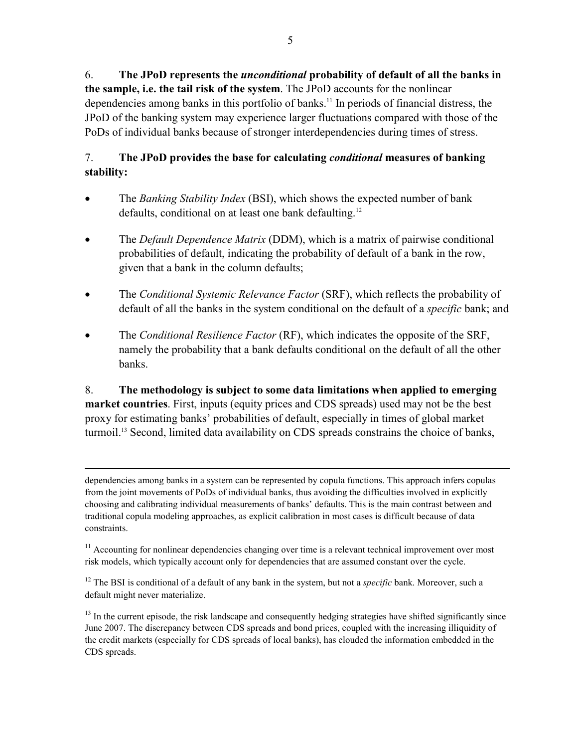6. **The JPoD represents the *unconditional* probability of default of all the banks in the sample, i.e. the tail risk of the system**. The JPoD accounts for the nonlinear dependencies among banks in this portfolio of banks.[11] In periods of financial distress, the JPoD of the banking system may experience larger fluctuations compared with those of the PoDs of individual banks because of stronger interdependencies during times of stress.

7. **The JPoD provides the base for calculating *conditional* measures of banking stability:**

- The *Banking Stability Index* (BSI), which shows the expected number of bank defaults, conditional on at least one bank defaulting.[12]
- The *Default Dependence Matrix* (DDM), which is a matrix of pairwise conditional probabilities of default, indicating the probability of default of a bank in the row, given that a bank in the column defaults;
- The *Conditional Systemic Relevance Factor* (SRF), which reflects the probability of default of all the banks in the system conditional on the default of a *specific* bank; and
- The *Conditional Resilience Factor* (RF), which indicates the opposite of the SRF, namely the probability that a bank defaults conditional on the default of all the other banks.

8. **The methodology is subject to some data limitations when applied to emerging market countries**. First, inputs (equity prices and CDS spreads) used may not be the best proxy for estimating banks' probabilities of default, especially in times of global market turmoil.[13] Second, limited data availability on CDS spreads constrains the choice of banks,

---

dependencies among banks in a system can be represented by copula functions. This approach infers copulas from the joint movements of PoDs of individual banks, thus avoiding the difficulties involved in explicitly choosing and calibrating individual measurements of banks' defaults. This is the main contrast between and traditional copula modeling approaches, as explicit calibration in most cases is difficult because of data constraints.

[11] Accounting for nonlinear dependencies changing over time is a relevant technical improvement over most risk models, which typically account only for dependencies that are assumed constant over the cycle.

[12] The BSI is conditional of a default of any bank in the system, but not a *specific* bank. Moreover, such a default might never materialize.

[13] In the current episode, the risk landscape and consequently hedging strategies have shifted significantly since June 2007. The discrepancy between CDS spreads and bond prices, coupled with the increasing illiquidity of the credit markets (especially for CDS spreads of local banks), has clouded the information embedded in the CDS spreads.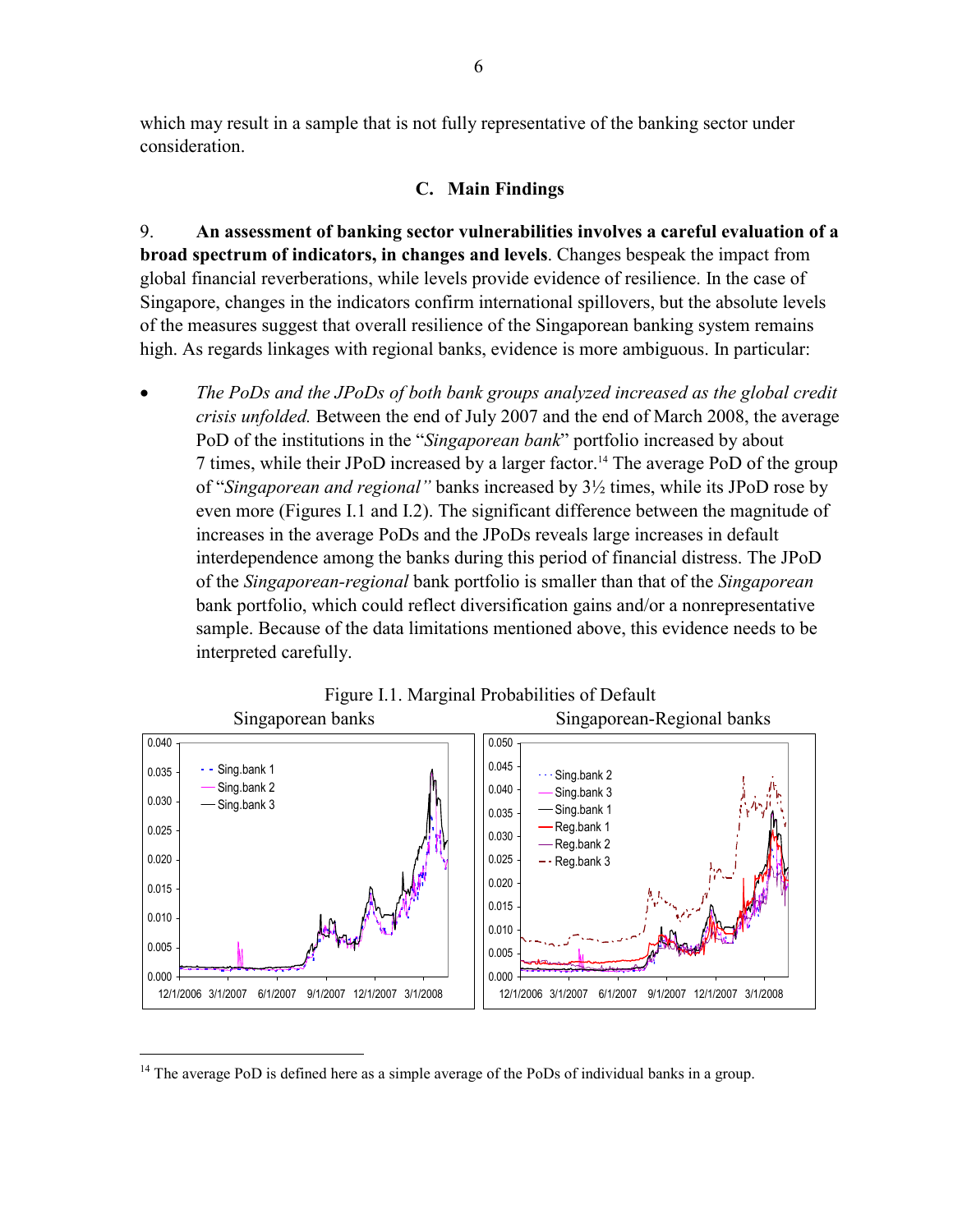which may result in a sample that is not fully representative of the banking sector under consideration.

### C. Main Findings

9. **An assessment of banking sector vulnerabilities involves a careful evaluation of a broad spectrum of indicators, in changes and levels**. Changes bespeak the impact from global financial reverberations, while levels provide evidence of resilience. In the case of Singapore, changes in the indicators confirm international spillovers, but the absolute levels of the measures suggest that overall resilience of the Singaporean banking system remains high. As regards linkages with regional banks, evidence is more ambiguous. In particular:

- *The PoDs and the JPoDs of both bank groups analyzed increased as the global credit crisis unfolded.* Between the end of July 2007 and the end of March 2008, the average PoD of the institutions in the "*Singaporean bank*" portfolio increased by about 7 times, while their JPoD increased by a larger factor.[14] The average PoD of the group of "*Singaporean and regional"* banks increased by 3½ times, while its JPoD rose by even more (Figures I.1 and I.2). The significant difference between the magnitude of increases in the average PoDs and the JPoDs reveals large increases in default interdependence among the banks during this period of financial distress. The JPoD of the *Singaporean-regional* bank portfolio is smaller than that of the *Singaporean* bank portfolio, which could reflect diversification gains and/or a nonrepresentative sample. Because of the data limitations mentioned above, this evidence needs to be interpreted carefully.

Figure I.1. Marginal Probabilities of Default

Singaporean banks | Singaporean-Regional banks

[14] The average PoD is defined here as a simple average of the PoDs of individual banks in a group.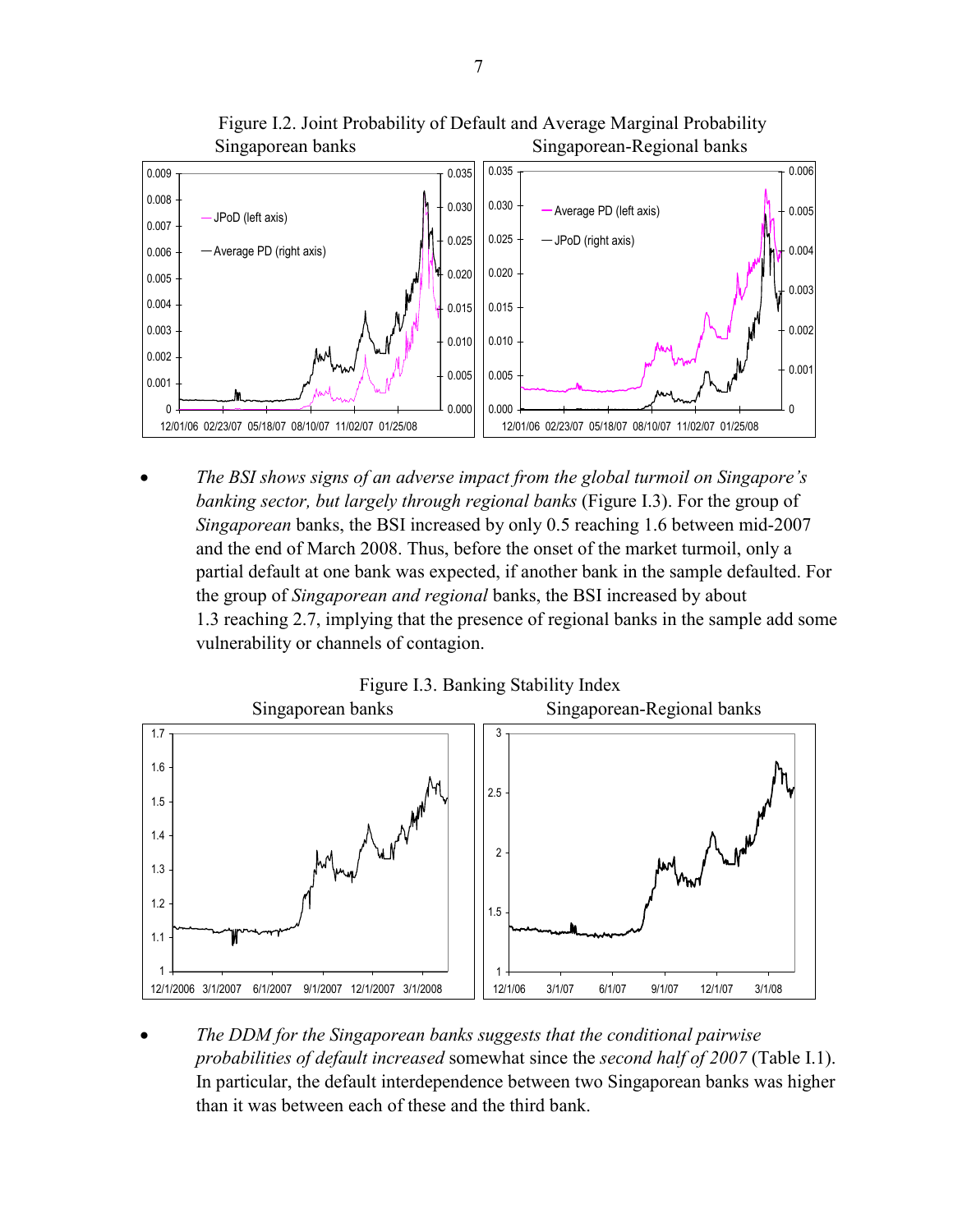Figure I.2. Joint Probability of Default and Average Marginal Probability

Singaporean banks — Singaporean-Regional banks

- *The BSI shows signs of an adverse impact from the global turmoil on Singapore's banking sector, but largely through regional banks* (Figure I.3). For the group of *Singaporean* banks, the BSI increased by only 0.5 reaching 1.6 between mid-2007 and the end of March 2008. Thus, before the onset of the market turmoil, only a partial default at one bank was expected, if another bank in the sample defaulted. For the group of *Singaporean and regional* banks, the BSI increased by about 1.3 reaching 2.7, implying that the presence of regional banks in the sample add some vulnerability or channels of contagion.

Figure I.3. Banking Stability Index

Singaporean banks — Singaporean-Regional banks

- *The DDM for the Singaporean banks suggests that the conditional pairwise probabilities of default increased* somewhat since the *second half of 2007* (Table I.1). In particular, the default interdependence between two Singaporean banks was higher than it was between each of these and the third bank.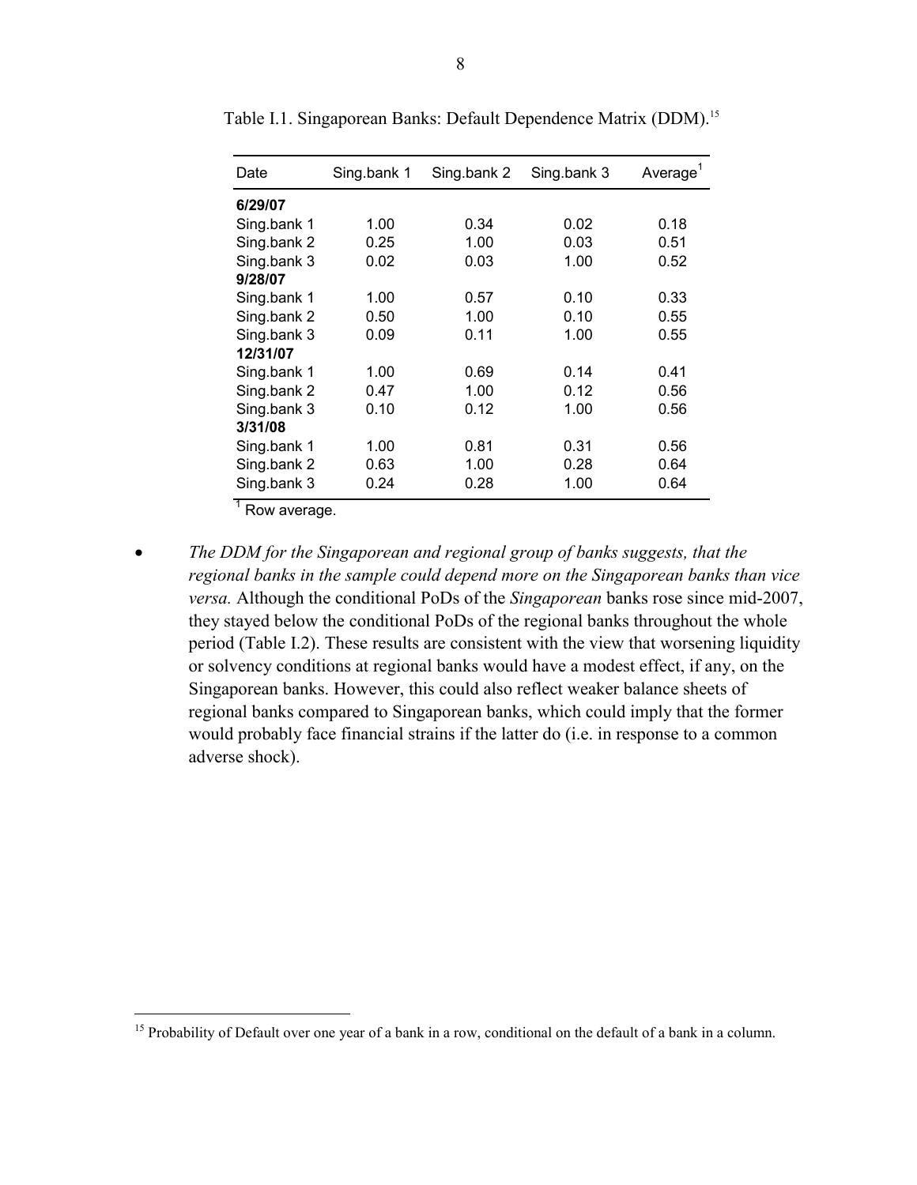Table I.1. Singaporean Banks: Default Dependence Matrix (DDM).[15]

| Date | Sing.bank 1 | Sing.bank 2 | Sing.bank 3 | Average[1] |
|---|---|---|---|---|
| **6/29/07** | | | | |
| Sing.bank 1 | 1.00 | 0.34 | 0.02 | 0.18 |
| Sing.bank 2 | 0.25 | 1.00 | 0.03 | 0.51 |
| Sing.bank 3 | 0.02 | 0.03 | 1.00 | 0.52 |
| **9/28/07** | | | | |
| Sing.bank 1 | 1.00 | 0.57 | 0.10 | 0.33 |
| Sing.bank 2 | 0.50 | 1.00 | 0.10 | 0.55 |
| Sing.bank 3 | 0.09 | 0.11 | 1.00 | 0.55 |
| **12/31/07** | | | | |
| Sing.bank 1 | 1.00 | 0.69 | 0.14 | 0.41 |
| Sing.bank 2 | 0.47 | 1.00 | 0.12 | 0.56 |
| Sing.bank 3 | 0.10 | 0.12 | 1.00 | 0.56 |
| **3/31/08** | | | | |
| Sing.bank 1 | 1.00 | 0.81 | 0.31 | 0.56 |
| Sing.bank 2 | 0.63 | 1.00 | 0.28 | 0.64 |
| Sing.bank 3 | 0.24 | 0.28 | 1.00 | 0.64 |

[1] Row average.

- *The DDM for the Singaporean and regional group of banks suggests, that the regional banks in the sample could depend more on the Singaporean banks than vice versa.* Although the conditional PoDs of the *Singaporean* banks rose since mid-2007, they stayed below the conditional PoDs of the regional banks throughout the whole period (Table I.2). These results are consistent with the view that worsening liquidity or solvency conditions at regional banks would have a modest effect, if any, on the Singaporean banks. However, this could also reflect weaker balance sheets of regional banks compared to Singaporean banks, which could imply that the former would probably face financial strains if the latter do (i.e. in response to a common adverse shock).

[15] Probability of Default over one year of a bank in a row, conditional on the default of a bank in a column.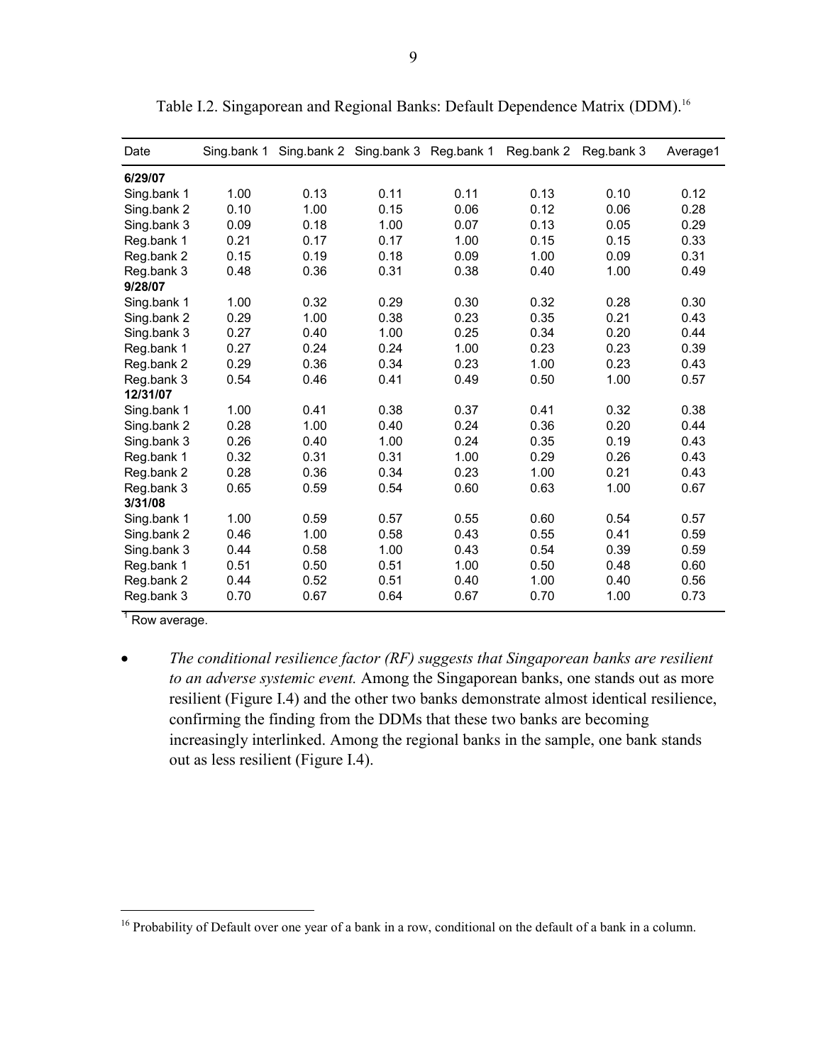Table I.2. Singaporean and Regional Banks: Default Dependence Matrix (DDM).[16]

| Date | Sing.bank 1 | Sing.bank 2 | Sing.bank 3 | Reg.bank 1 | Reg.bank 2 | Reg.bank 3 | Average1 |
|---|---|---|---|---|---|---|---|
| **6/29/07** | | | | | | | |
| Sing.bank 1 | 1.00 | 0.13 | 0.11 | 0.11 | 0.13 | 0.10 | 0.12 |
| Sing.bank 2 | 0.10 | 1.00 | 0.15 | 0.06 | 0.12 | 0.06 | 0.28 |
| Sing.bank 3 | 0.09 | 0.18 | 1.00 | 0.07 | 0.13 | 0.05 | 0.29 |
| Reg.bank 1 | 0.21 | 0.17 | 0.17 | 1.00 | 0.15 | 0.15 | 0.33 |
| Reg.bank 2 | 0.15 | 0.19 | 0.18 | 0.09 | 1.00 | 0.09 | 0.31 |
| Reg.bank 3 | 0.48 | 0.36 | 0.31 | 0.38 | 0.40 | 1.00 | 0.49 |
| **9/28/07** | | | | | | | |
| Sing.bank 1 | 1.00 | 0.32 | 0.29 | 0.30 | 0.32 | 0.28 | 0.30 |
| Sing.bank 2 | 0.29 | 1.00 | 0.38 | 0.23 | 0.35 | 0.21 | 0.43 |
| Sing.bank 3 | 0.27 | 0.40 | 1.00 | 0.25 | 0.34 | 0.20 | 0.44 |
| Reg.bank 1 | 0.27 | 0.24 | 0.24 | 1.00 | 0.23 | 0.23 | 0.39 |
| Reg.bank 2 | 0.29 | 0.36 | 0.34 | 0.23 | 1.00 | 0.23 | 0.43 |
| Reg.bank 3 | 0.54 | 0.46 | 0.41 | 0.49 | 0.50 | 1.00 | 0.57 |
| **12/31/07** | | | | | | | |
| Sing.bank 1 | 1.00 | 0.41 | 0.38 | 0.37 | 0.41 | 0.32 | 0.38 |
| Sing.bank 2 | 0.28 | 1.00 | 0.40 | 0.24 | 0.36 | 0.20 | 0.44 |
| Sing.bank 3 | 0.26 | 0.40 | 1.00 | 0.24 | 0.35 | 0.19 | 0.43 |
| Reg.bank 1 | 0.32 | 0.31 | 0.31 | 1.00 | 0.29 | 0.26 | 0.43 |
| Reg.bank 2 | 0.28 | 0.36 | 0.34 | 0.23 | 1.00 | 0.21 | 0.43 |
| Reg.bank 3 | 0.65 | 0.59 | 0.54 | 0.60 | 0.63 | 1.00 | 0.67 |
| **3/31/08** | | | | | | | |
| Sing.bank 1 | 1.00 | 0.59 | 0.57 | 0.55 | 0.60 | 0.54 | 0.57 |
| Sing.bank 2 | 0.46 | 1.00 | 0.58 | 0.43 | 0.55 | 0.41 | 0.59 |
| Sing.bank 3 | 0.44 | 0.58 | 1.00 | 0.43 | 0.54 | 0.39 | 0.59 |
| Reg.bank 1 | 0.51 | 0.50 | 0.51 | 1.00 | 0.50 | 0.48 | 0.60 |
| Reg.bank 2 | 0.44 | 0.52 | 0.51 | 0.40 | 1.00 | 0.40 | 0.56 |
| Reg.bank 3 | 0.70 | 0.67 | 0.64 | 0.67 | 0.70 | 1.00 | 0.73 |

[1] Row average.

- *The conditional resilience factor (RF) suggests that Singaporean banks are resilient to an adverse systemic event.* Among the Singaporean banks, one stands out as more resilient (Figure I.4) and the other two banks demonstrate almost identical resilience, confirming the finding from the DDMs that these two banks are becoming increasingly interlinked. Among the regional banks in the sample, one bank stands out as less resilient (Figure I.4).

[16] Probability of Default over one year of a bank in a row, conditional on the default of a bank in a column.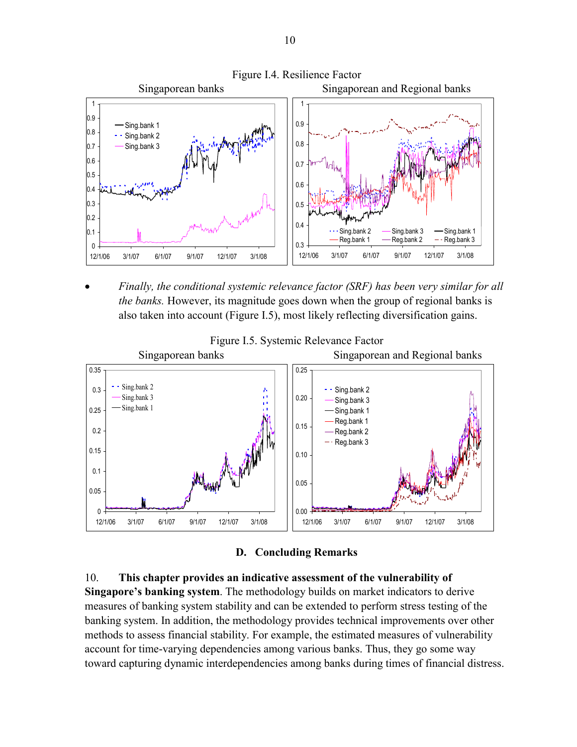Figure I.4. Resilience Factor

Singaporean banks | Singaporean and Regional banks

- *Finally, the conditional systemic relevance factor (SRF) has been very similar for all the banks.* However, its magnitude goes down when the group of regional banks is also taken into account (Figure I.5), most likely reflecting diversification gains.

Figure I.5. Systemic Relevance Factor

Singaporean banks | Singaporean and Regional banks

## D. Concluding Remarks

10. **This chapter provides an indicative assessment of the vulnerability of Singapore's banking system**. The methodology builds on market indicators to derive measures of banking system stability and can be extended to perform stress testing of the banking system. In addition, the methodology provides technical improvements over other methods to assess financial stability. For example, the estimated measures of vulnerability account for time-varying dependencies among various banks. Thus, they go some way toward capturing dynamic interdependencies among banks during times of financial distress.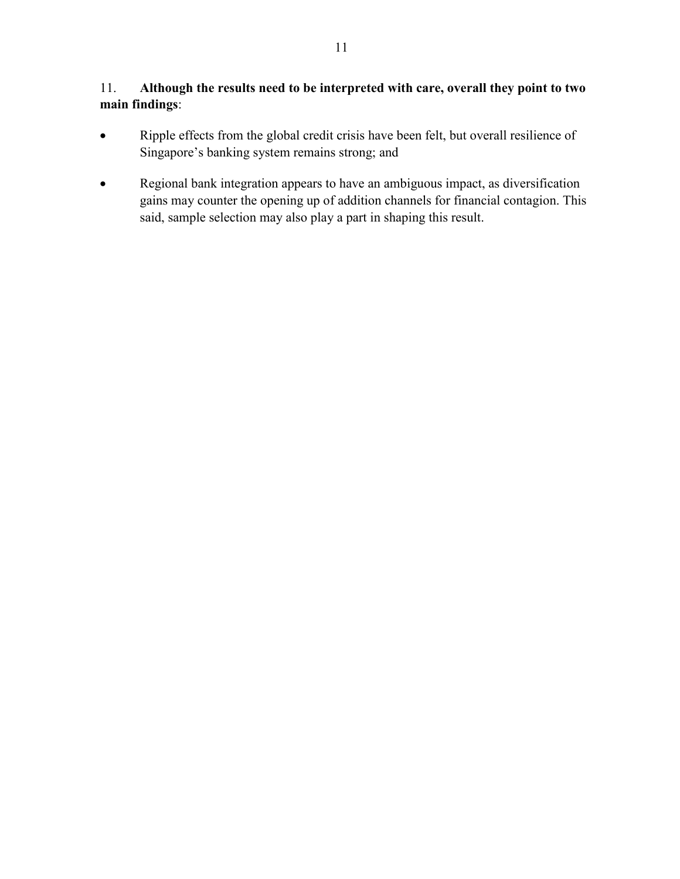11. **Although the results need to be interpreted with care, overall they point to two main findings**:

- Ripple effects from the global credit crisis have been felt, but overall resilience of Singapore's banking system remains strong; and
- Regional bank integration appears to have an ambiguous impact, as diversification gains may counter the opening up of addition channels for financial contagion. This said, sample selection may also play a part in shaping this result.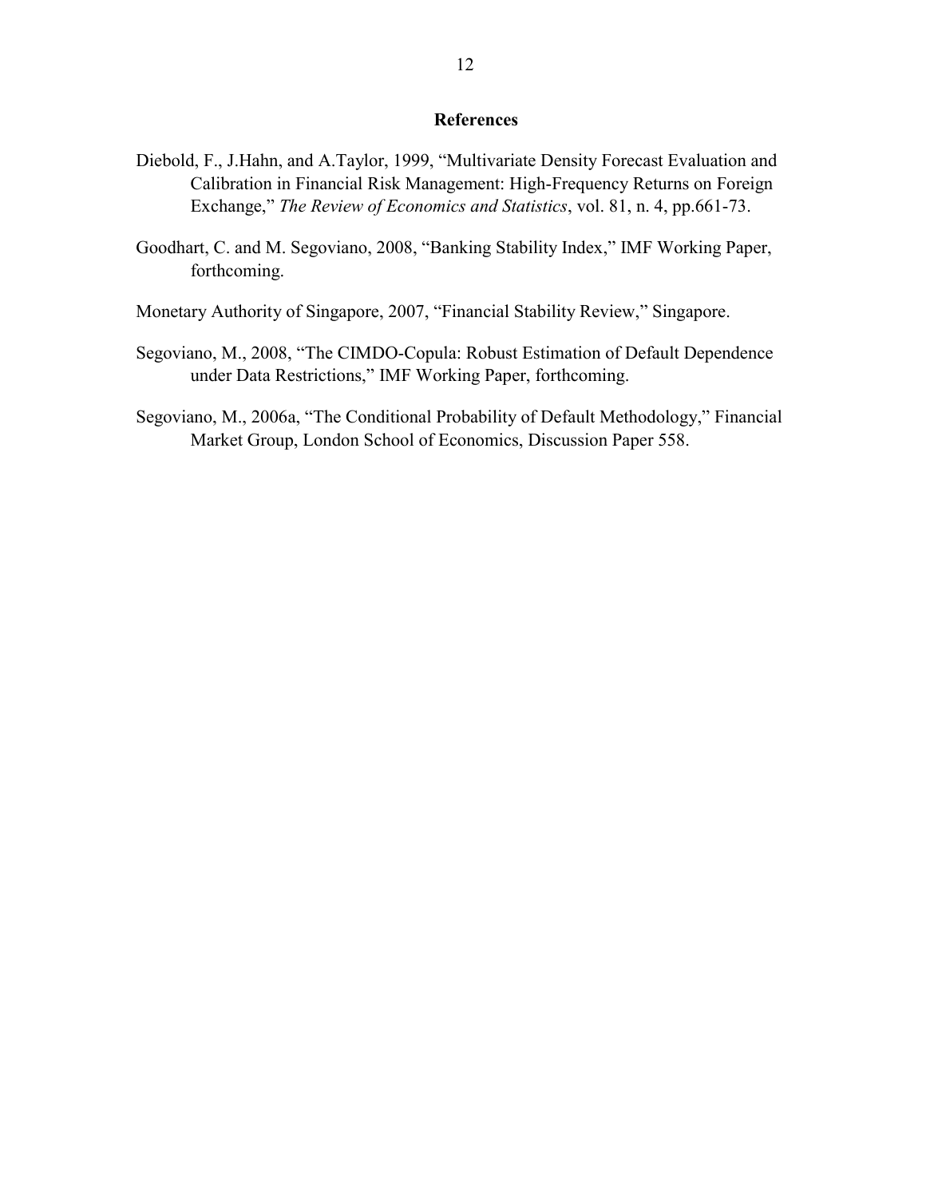## References

Diebold, F., J.Hahn, and A.Taylor, 1999, "Multivariate Density Forecast Evaluation and Calibration in Financial Risk Management: High-Frequency Returns on Foreign Exchange," *The Review of Economics and Statistics*, vol. 81, n. 4, pp.661-73.

Goodhart, C. and M. Segoviano, 2008, "Banking Stability Index," IMF Working Paper, forthcoming.

Monetary Authority of Singapore, 2007, "Financial Stability Review," Singapore.

Segoviano, M., 2008, "The CIMDO-Copula: Robust Estimation of Default Dependence under Data Restrictions," IMF Working Paper, forthcoming.

Segoviano, M., 2006a, "The Conditional Probability of Default Methodology," Financial Market Group, London School of Economics, Discussion Paper 558.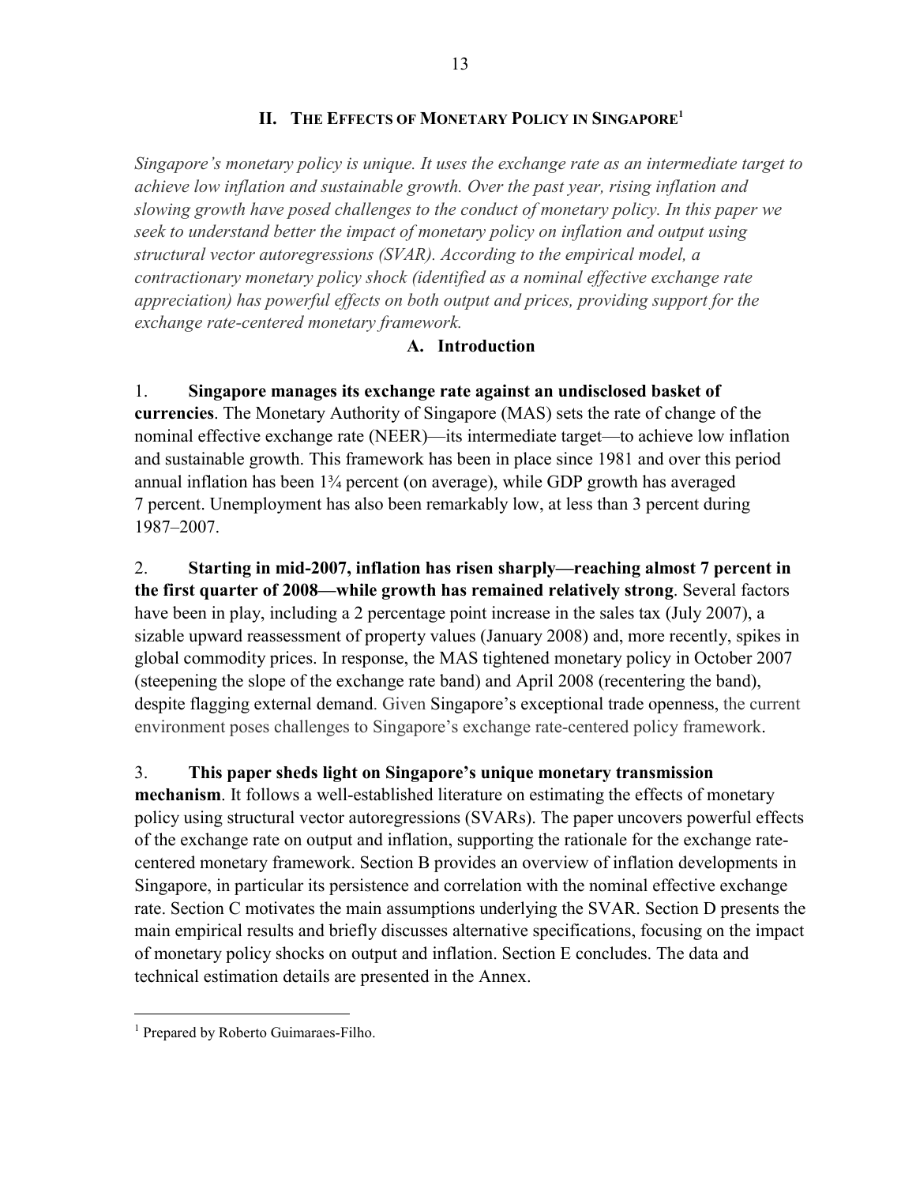## II. The Effects of Monetary Policy in Singapore[1]

*Singapore's monetary policy is unique. It uses the exchange rate as an intermediate target to achieve low inflation and sustainable growth. Over the past year, rising inflation and slowing growth have posed challenges to the conduct of monetary policy. In this paper we seek to understand better the impact of monetary policy on inflation and output using structural vector autoregressions (SVAR). According to the empirical model, a contractionary monetary policy shock (identified as a nominal effective exchange rate appreciation) has powerful effects on both output and prices, providing support for the exchange rate-centered monetary framework.*

### A. Introduction

1. **Singapore manages its exchange rate against an undisclosed basket of currencies**. The Monetary Authority of Singapore (MAS) sets the rate of change of the nominal effective exchange rate (NEER)—its intermediate target—to achieve low inflation and sustainable growth. This framework has been in place since 1981 and over this period annual inflation has been 1¾ percent (on average), while GDP growth has averaged 7 percent. Unemployment has also been remarkably low, at less than 3 percent during 1987–2007.

2. **Starting in mid-2007, inflation has risen sharply—reaching almost 7 percent in the first quarter of 2008—while growth has remained relatively strong**. Several factors have been in play, including a 2 percentage point increase in the sales tax (July 2007), a sizable upward reassessment of property values (January 2008) and, more recently, spikes in global commodity prices. In response, the MAS tightened monetary policy in October 2007 (steepening the slope of the exchange rate band) and April 2008 (recentering the band), despite flagging external demand. Given Singapore's exceptional trade openness, the current environment poses challenges to Singapore's exchange rate-centered policy framework.

3. **This paper sheds light on Singapore's unique monetary transmission mechanism**. It follows a well-established literature on estimating the effects of monetary policy using structural vector autoregressions (SVARs). The paper uncovers powerful effects of the exchange rate on output and inflation, supporting the rationale for the exchange rate-centered monetary framework. Section B provides an overview of inflation developments in Singapore, in particular its persistence and correlation with the nominal effective exchange rate. Section C motivates the main assumptions underlying the SVAR. Section D presents the main empirical results and briefly discusses alternative specifications, focusing on the impact of monetary policy shocks on output and inflation. Section E concludes. The data and technical estimation details are presented in the Annex.

---

[1] Prepared by Roberto Guimaraes-Filho.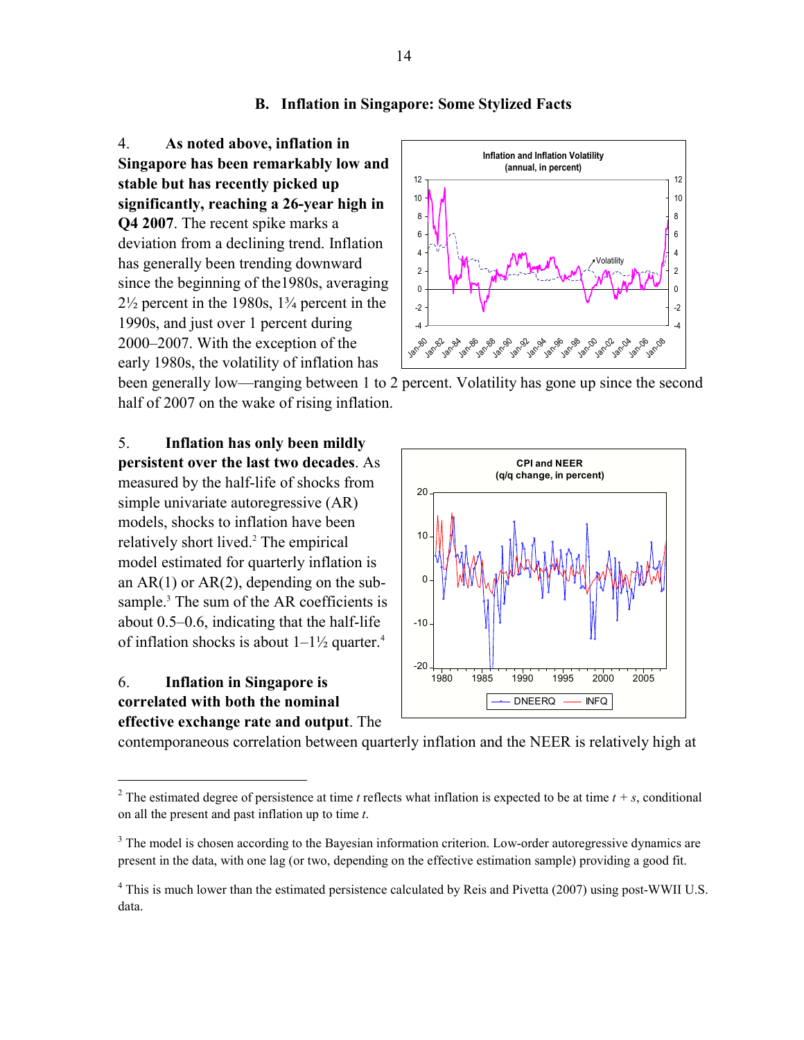### B. Inflation in Singapore: Some Stylized Facts

4. **As noted above, inflation in Singapore has been remarkably low and stable but has recently picked up significantly, reaching a 26-year high in Q4 2007**. The recent spike marks a deviation from a declining trend. Inflation has generally been trending downward since the beginning of the1980s, averaging 2½ percent in the 1980s, 1¾ percent in the 1990s, and just over 1 percent during 2000–2007. With the exception of the early 1980s, the volatility of inflation has been generally low—ranging between 1 to 2 percent. Volatility has gone up since the second half of 2007 on the wake of rising inflation.

5. **Inflation has only been mildly persistent over the last two decades**. As measured by the half-life of shocks from simple univariate autoregressive (AR) models, shocks to inflation have been relatively short lived.[2] The empirical model estimated for quarterly inflation is an AR(1) or AR(2), depending on the sub-sample.[3] The sum of the AR coefficients is about 0.5–0.6, indicating that the half-life of inflation shocks is about 1–1½ quarter.[4]

6. **Inflation in Singapore is correlated with both the nominal effective exchange rate and output**. The contemporaneous correlation between quarterly inflation and the NEER is relatively high at

---

[2] The estimated degree of persistence at time $t$ reflects what inflation is expected to be at time $t + s$, conditional on all the present and past inflation up to time $t$.

[3] The model is chosen according to the Bayesian information criterion. Low-order autoregressive dynamics are present in the data, with one lag (or two, depending on the effective estimation sample) providing a good fit.

[4] This is much lower than the estimated persistence calculated by Reis and Pivetta (2007) using post-WWII U.S. data.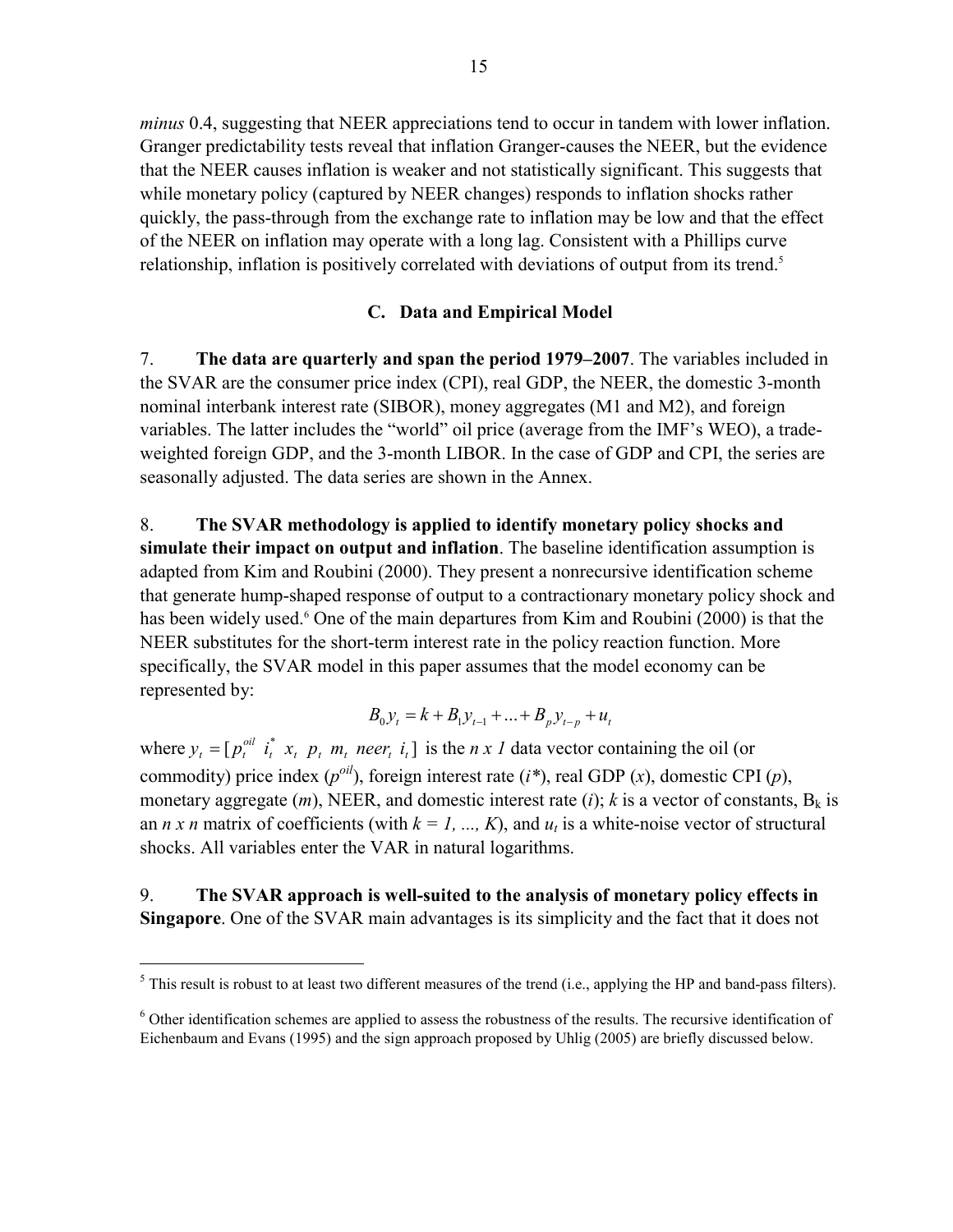*minus* 0.4, suggesting that NEER appreciations tend to occur in tandem with lower inflation. Granger predictability tests reveal that inflation Granger-causes the NEER, but the evidence that the NEER causes inflation is weaker and not statistically significant. This suggests that while monetary policy (captured by NEER changes) responds to inflation shocks rather quickly, the pass-through from the exchange rate to inflation may be low and that the effect of the NEER on inflation may operate with a long lag. Consistent with a Phillips curve relationship, inflation is positively correlated with deviations of output from its trend.[5]

## C. Data and Empirical Model

7. **The data are quarterly and span the period 1979–2007**. The variables included in the SVAR are the consumer price index (CPI), real GDP, the NEER, the domestic 3-month nominal interbank interest rate (SIBOR), money aggregates (M1 and M2), and foreign variables. The latter includes the "world" oil price (average from the IMF's WEO), a trade-weighted foreign GDP, and the 3-month LIBOR. In the case of GDP and CPI, the series are seasonally adjusted. The data series are shown in the Annex.

8. **The SVAR methodology is applied to identify monetary policy shocks and simulate their impact on output and inflation**. The baseline identification assumption is adapted from Kim and Roubini (2000). They present a nonrecursive identification scheme that generate hump-shaped response of output to a contractionary monetary policy shock and has been widely used.[6] One of the main departures from Kim and Roubini (2000) is that the NEER substitutes for the short-term interest rate in the policy reaction function. More specifically, the SVAR model in this paper assumes that the model economy can be represented by:

$$B_0 y_t = k + B_1 y_{t-1} + ... + B_p y_{t-p} + u_t$$

where $y_t = [p_t^{oil} \;\; i_t^* \;\; x_t \;\; p_t \;\; m_t \;\; neer_t \;\; i_t]$ is the *n x 1* data vector containing the oil (or commodity) price index ($p^{oil}$), foreign interest rate ($i$*), real GDP ($x$), domestic CPI ($p$), monetary aggregate ($m$), NEER, and domestic interest rate ($i$); $k$ is a vector of constants, $B_k$ is an *n x n* matrix of coefficients (with $k = 1, ..., K$), and $u_t$ is a white-noise vector of structural shocks. All variables enter the VAR in natural logarithms.

9. **The SVAR approach is well-suited to the analysis of monetary policy effects in Singapore**. One of the SVAR main advantages is its simplicity and the fact that it does not

---

[5] This result is robust to at least two different measures of the trend (i.e., applying the HP and band-pass filters).

[6] Other identification schemes are applied to assess the robustness of the results. The recursive identification of Eichenbaum and Evans (1995) and the sign approach proposed by Uhlig (2005) are briefly discussed below.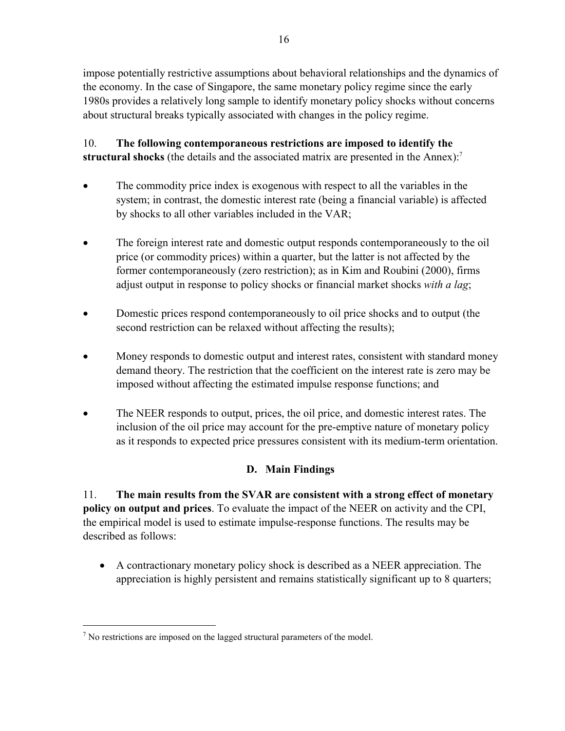impose potentially restrictive assumptions about behavioral relationships and the dynamics of the economy. In the case of Singapore, the same monetary policy regime since the early 1980s provides a relatively long sample to identify monetary policy shocks without concerns about structural breaks typically associated with changes in the policy regime.

10. **The following contemporaneous restrictions are imposed to identify the structural shocks** (the details and the associated matrix are presented in the Annex):[7]

- The commodity price index is exogenous with respect to all the variables in the system; in contrast, the domestic interest rate (being a financial variable) is affected by shocks to all other variables included in the VAR;
- The foreign interest rate and domestic output responds contemporaneously to the oil price (or commodity prices) within a quarter, but the latter is not affected by the former contemporaneously (zero restriction); as in Kim and Roubini (2000), firms adjust output in response to policy shocks or financial market shocks *with a lag*;
- Domestic prices respond contemporaneously to oil price shocks and to output (the second restriction can be relaxed without affecting the results);
- Money responds to domestic output and interest rates, consistent with standard money demand theory. The restriction that the coefficient on the interest rate is zero may be imposed without affecting the estimated impulse response functions; and
- The NEER responds to output, prices, the oil price, and domestic interest rates. The inclusion of the oil price may account for the pre-emptive nature of monetary policy as it responds to expected price pressures consistent with its medium-term orientation.

## D. Main Findings

11. **The main results from the SVAR are consistent with a strong effect of monetary policy on output and prices**. To evaluate the impact of the NEER on activity and the CPI, the empirical model is used to estimate impulse-response functions. The results may be described as follows:

- A contractionary monetary policy shock is described as a NEER appreciation. The appreciation is highly persistent and remains statistically significant up to 8 quarters;

---

[7] No restrictions are imposed on the lagged structural parameters of the model.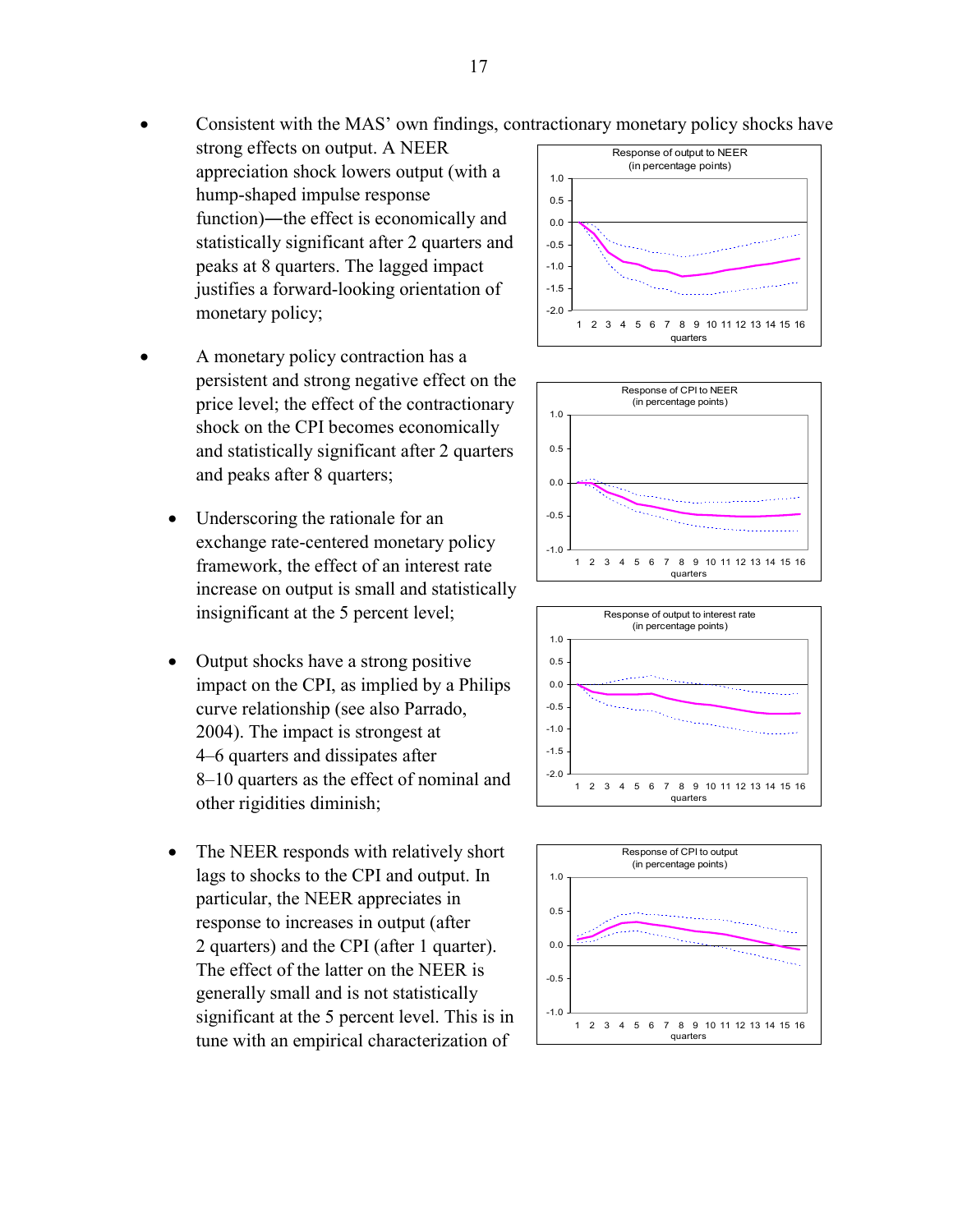- Consistent with the MAS' own findings, contractionary monetary policy shocks have strong effects on output. A NEER appreciation shock lowers output (with a hump-shaped impulse response function)—the effect is economically and statistically significant after 2 quarters and peaks at 8 quarters. The lagged impact justifies a forward-looking orientation of monetary policy;

- A monetary policy contraction has a persistent and strong negative effect on the price level; the effect of the contractionary shock on the CPI becomes economically and statistically significant after 2 quarters and peaks after 8 quarters;

- Underscoring the rationale for an exchange rate-centered monetary policy framework, the effect of an interest rate increase on output is small and statistically insignificant at the 5 percent level;

- Output shocks have a strong positive impact on the CPI, as implied by a Philips curve relationship (see also Parrado, 2004). The impact is strongest at 4–6 quarters and dissipates after 8–10 quarters as the effect of nominal and other rigidities diminish;

- The NEER responds with relatively short lags to shocks to the CPI and output. In particular, the NEER appreciates in response to increases in output (after 2 quarters) and the CPI (after 1 quarter). The effect of the latter on the NEER is generally small and is not statistically significant at the 5 percent level. This is in tune with an empirical characterization of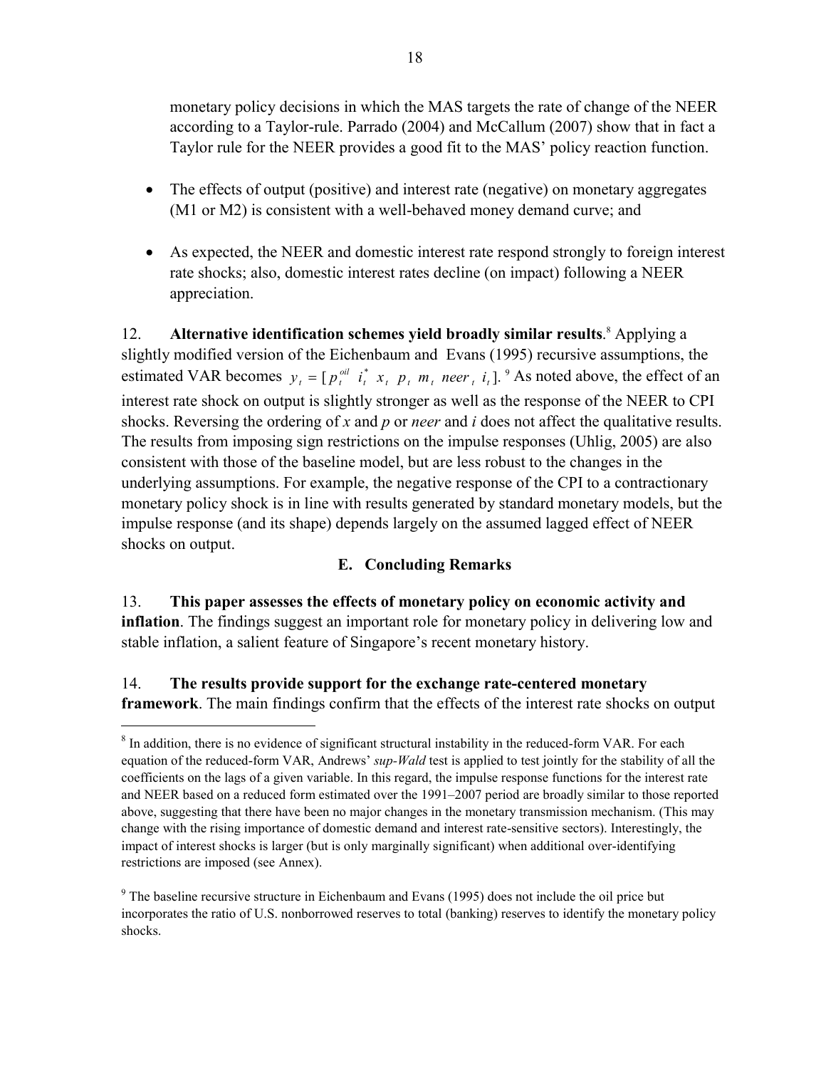monetary policy decisions in which the MAS targets the rate of change of the NEER according to a Taylor-rule. Parrado (2004) and McCallum (2007) show that in fact a Taylor rule for the NEER provides a good fit to the MAS' policy reaction function.

- The effects of output (positive) and interest rate (negative) on monetary aggregates (M1 or M2) is consistent with a well-behaved money demand curve; and

- As expected, the NEER and domestic interest rate respond strongly to foreign interest rate shocks; also, domestic interest rates decline (on impact) following a NEER appreciation.

12. **Alternative identification schemes yield broadly similar results**.[8] Applying a slightly modified version of the Eichenbaum and Evans (1995) recursive assumptions, the estimated VAR becomes $y_t = [p_t^{oil} \; i_t^* \; x_t \; p_t \; m_t \; neer_t \; i_t]$.[9] As noted above, the effect of an interest rate shock on output is slightly stronger as well as the response of the NEER to CPI shocks. Reversing the ordering of *x* and *p* or *neer* and *i* does not affect the qualitative results. The results from imposing sign restrictions on the impulse responses (Uhlig, 2005) are also consistent with those of the baseline model, but are less robust to the changes in the underlying assumptions. For example, the negative response of the CPI to a contractionary monetary policy shock is in line with results generated by standard monetary models, but the impulse response (and its shape) depends largely on the assumed lagged effect of NEER shocks on output.

## E. Concluding Remarks

13. **This paper assesses the effects of monetary policy on economic activity and inflation**. The findings suggest an important role for monetary policy in delivering low and stable inflation, a salient feature of Singapore's recent monetary history.

14. **The results provide support for the exchange rate-centered monetary framework**. The main findings confirm that the effects of the interest rate shocks on output

---

[8] In addition, there is no evidence of significant structural instability in the reduced-form VAR. For each equation of the reduced-form VAR, Andrews' *sup-Wald* test is applied to test jointly for the stability of all the coefficients on the lags of a given variable. In this regard, the impulse response functions for the interest rate and NEER based on a reduced form estimated over the 1991–2007 period are broadly similar to those reported above, suggesting that there have been no major changes in the monetary transmission mechanism. (This may change with the rising importance of domestic demand and interest rate-sensitive sectors). Interestingly, the impact of interest shocks is larger (but is only marginally significant) when additional over-identifying restrictions are imposed (see Annex).

[9] The baseline recursive structure in Eichenbaum and Evans (1995) does not include the oil price but incorporates the ratio of U.S. nonborrowed reserves to total (banking) reserves to identify the monetary policy shocks.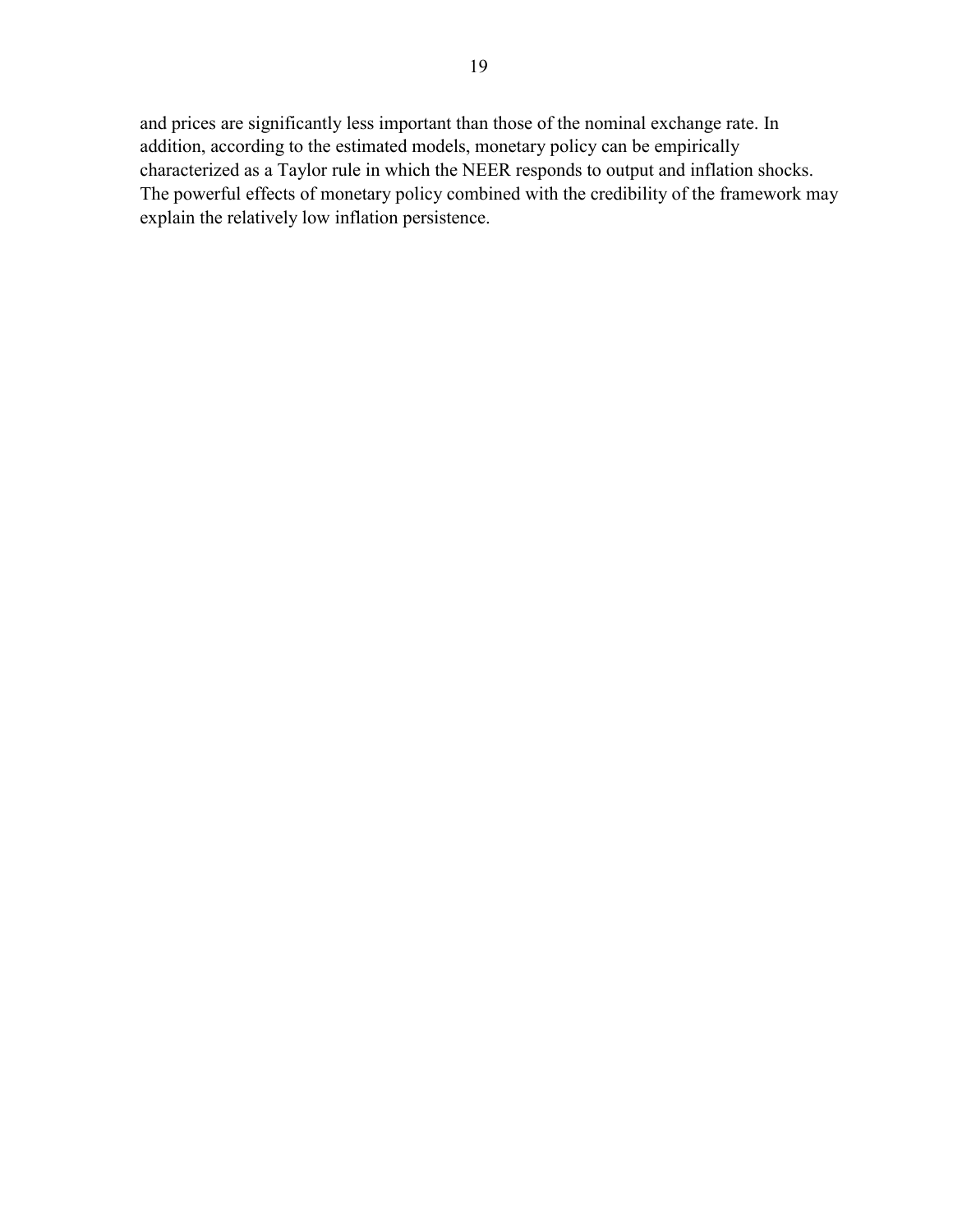and prices are significantly less important than those of the nominal exchange rate. In addition, according to the estimated models, monetary policy can be empirically characterized as a Taylor rule in which the NEER responds to output and inflation shocks. The powerful effects of monetary policy combined with the credibility of the framework may explain the relatively low inflation persistence.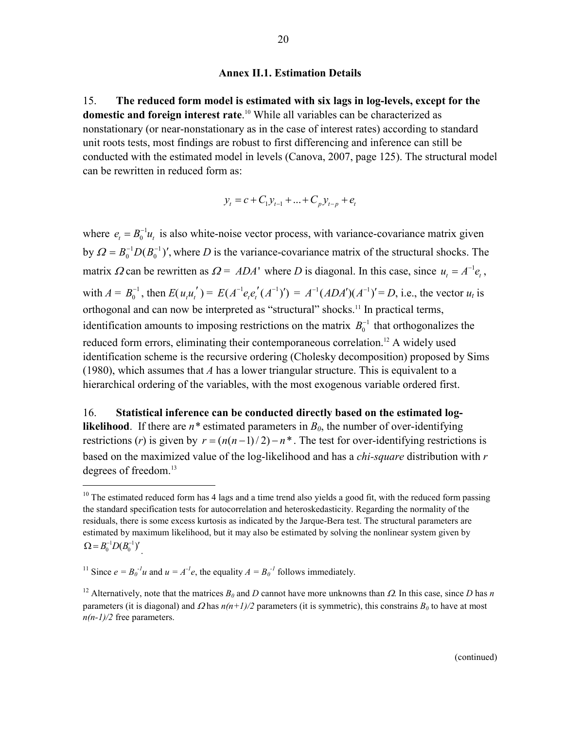## Annex II.1. Estimation Details

15. **The reduced form model is estimated with six lags in log-levels, except for the domestic and foreign interest rate**.[10] While all variables can be characterized as nonstationary (or near-nonstationary as in the case of interest rates) according to standard unit roots tests, most findings are robust to first differencing and inference can still be conducted with the estimated model in levels (Canova, 2007, page 125). The structural model can be rewritten in reduced form as:

$$y_t = c + C_1 y_{t-1} + ... + C_p y_{t-p} + e_t$$

where $e_t = B_0^{-1} u_t$ is also white-noise vector process, with variance-covariance matrix given by $\Omega = B_0^{-1} D (B_0^{-1})'$, where $D$ is the variance-covariance matrix of the structural shocks. The matrix $\Omega$ can be rewritten as $\Omega = ADA'$ where $D$ is diagonal. In this case, since $u_t = A^{-1} e_t$, with $A = B_0^{-1}$, then $E(u_t u_t') = E(A^{-1} e_t e_t' (A^{-1})') = A^{-1}(ADA')(A^{-1})' = D$, i.e., the vector $u_t$ is orthogonal and can now be interpreted as "structural" shocks.[11] In practical terms, identification amounts to imposing restrictions on the matrix $B_0^{-1}$ that orthogonalizes the reduced form errors, eliminating their contemporaneous correlation.[12] A widely used identification scheme is the recursive ordering (Cholesky decomposition) proposed by Sims (1980), which assumes that $A$ has a lower triangular structure. This is equivalent to a hierarchical ordering of the variables, with the most exogenous variable ordered first.

16. **Statistical inference can be conducted directly based on the estimated log-likelihood**. If there are $n^*$ estimated parameters in $B_0$, the number of over-identifying restrictions ($r$) is given by $r = (n(n-1)/2) - n^*$. The test for over-identifying restrictions is based on the maximized value of the log-likelihood and has a *chi-square* distribution with $r$ degrees of freedom.[13]

---

[10] The estimated reduced form has 4 lags and a time trend also yields a good fit, with the reduced form passing the standard specification tests for autocorrelation and heteroskedasticity. Regarding the normality of the residuals, there is some excess kurtosis as indicated by the Jarque-Bera test. The structural parameters are estimated by maximum likelihood, but it may also be estimated by solving the nonlinear system given by $\Omega = B_0^{-1} D (B_0^{-1})'$.

[11] Since $e = B_0^{-1} u$ and $u = A^{-1} e$, the equality $A = B_0^{-1}$ follows immediately.

[12] Alternatively, note that the matrices $B_0$ and $D$ cannot have more unknowns than $\Omega$. In this case, since $D$ has $n$ parameters (it is diagonal) and $\Omega$ has $n(n+1)/2$ parameters (it is symmetric), this constrains $B_0$ to have at most $n(n-1)/2$ free parameters.

(continued)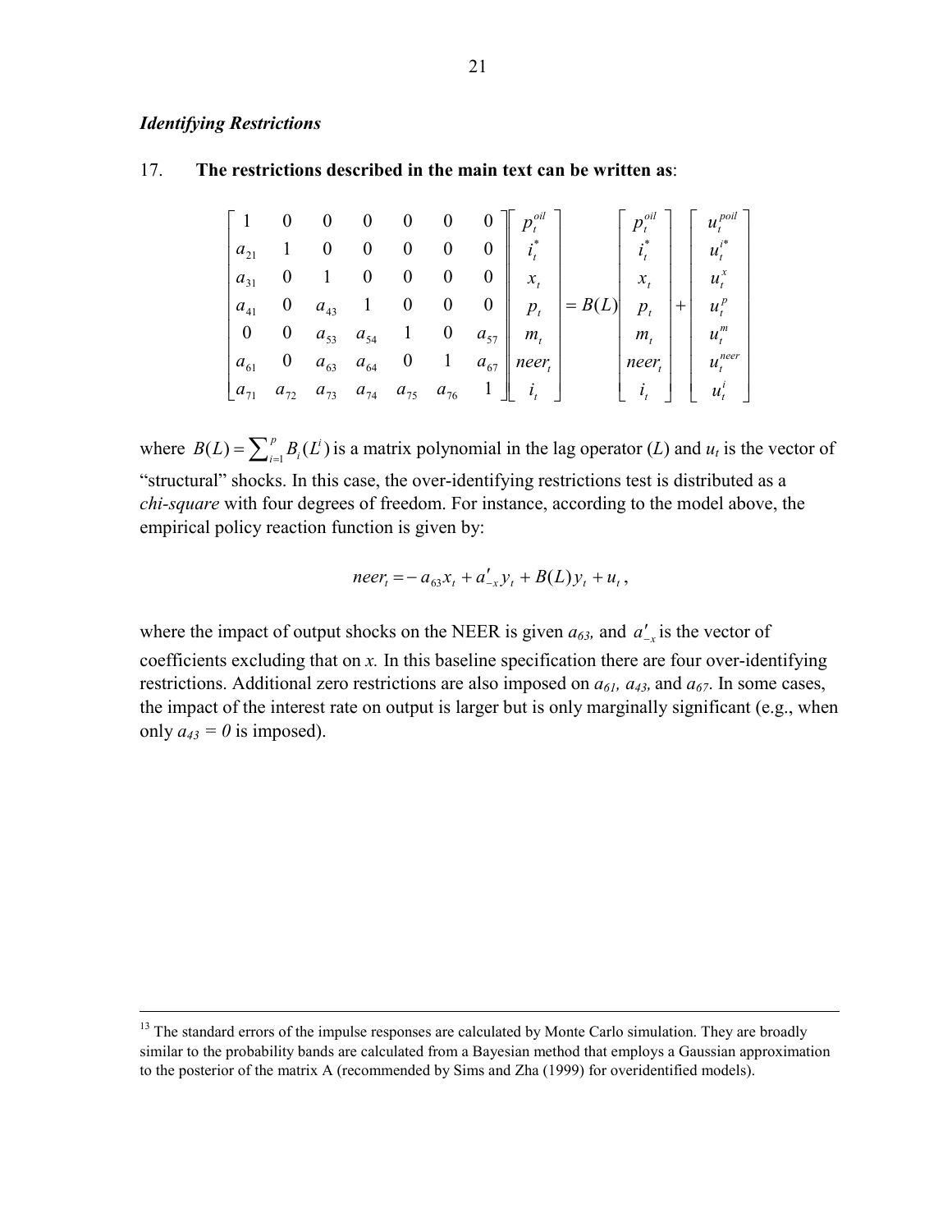*Identifying Restrictions*

17. **The restrictions described in the main text can be written as**:

$$\begin{bmatrix} 1 & 0 & 0 & 0 & 0 & 0 & 0 \\ a_{21} & 1 & 0 & 0 & 0 & 0 & 0 \\ a_{31} & 0 & 1 & 0 & 0 & 0 & 0 \\ a_{41} & 0 & a_{43} & 1 & 0 & 0 & 0 \\ 0 & 0 & a_{53} & a_{54} & 1 & 0 & a_{57} \\ a_{61} & 0 & a_{63} & a_{64} & 0 & 1 & a_{67} \\ a_{71} & a_{72} & a_{73} & a_{74} & a_{75} & a_{76} & 1 \end{bmatrix} \begin{bmatrix} p_t^{oil} \\ i_t^* \\ x_t \\ p_t \\ m_t \\ neer_t \\ i_t \end{bmatrix} = B(L) \begin{bmatrix} p_t^{oil} \\ i_t^* \\ x_t \\ p_t \\ m_t \\ neer_t \\ i_t \end{bmatrix} + \begin{bmatrix} u_t^{poil} \\ u_t^{i*} \\ u_t^{x} \\ u_t^{p} \\ u_t^{m} \\ u_t^{neer} \\ u_t^{i} \end{bmatrix}$$

where $B(L) = \sum_{i=1}^{p} B_i(L^i)$ is a matrix polynomial in the lag operator ($L$) and $u_t$ is the vector of "structural" shocks. In this case, the over-identifying restrictions test is distributed as a *chi-square* with four degrees of freedom. For instance, according to the model above, the empirical policy reaction function is given by:

$$neer_t = -a_{63}x_t + a'_{-x}y_t + B(L)y_t + u_t \,,$$

where the impact of output shocks on the NEER is given $a_{63}$, and $a'_{-x}$ is the vector of coefficients excluding that on $x$. In this baseline specification there are four over-identifying restrictions. Additional zero restrictions are also imposed on $a_{61}$, $a_{43}$, and $a_{67}$. In some cases, the impact of the interest rate on output is larger but is only marginally significant (e.g., when only $a_{43} = 0$ is imposed).

[13] The standard errors of the impulse responses are calculated by Monte Carlo simulation. They are broadly similar to the probability bands are calculated from a Bayesian method that employs a Gaussian approximation to the posterior of the matrix A (recommended by Sims and Zha (1999) for overidentified models).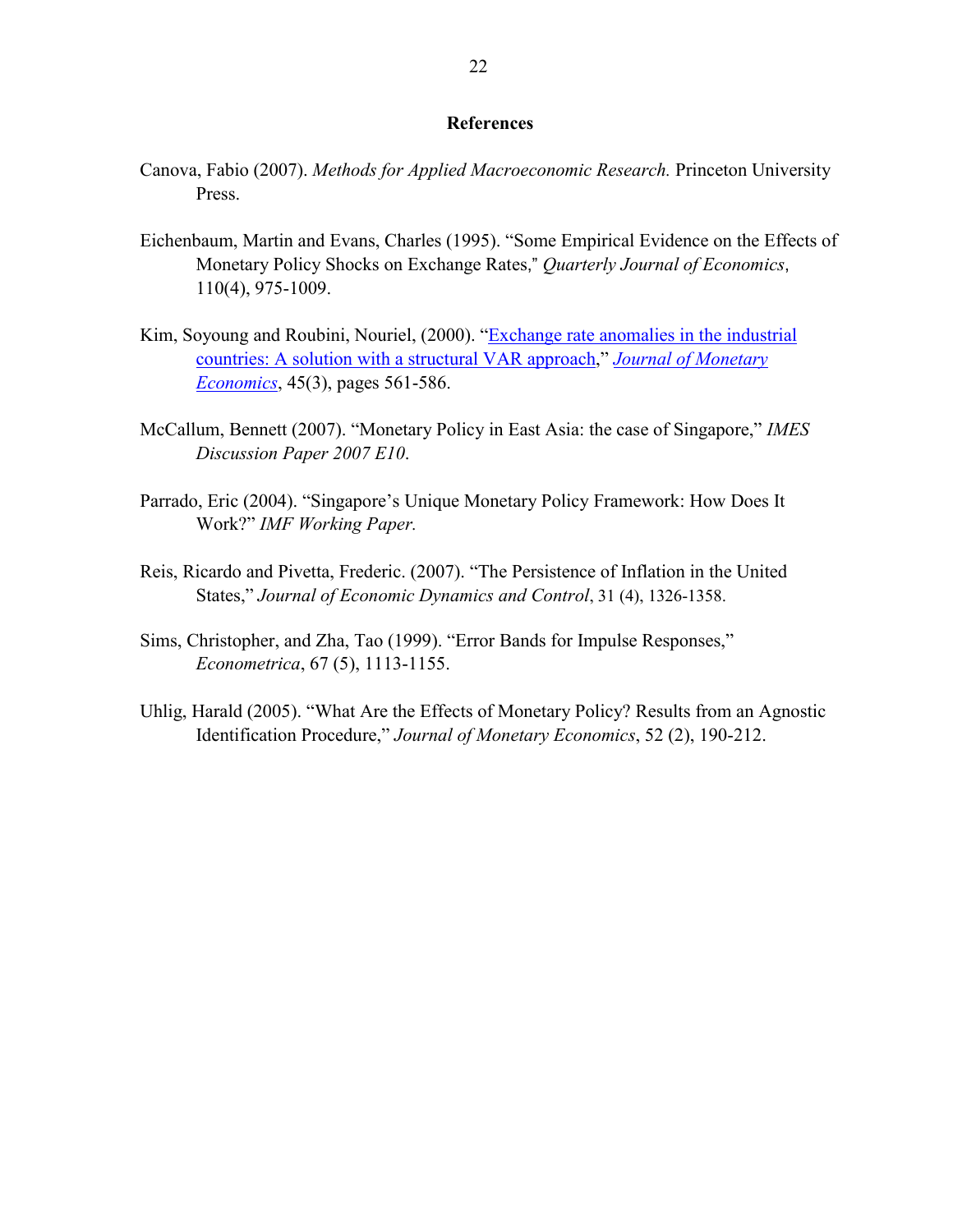## References

Canova, Fabio (2007). *Methods for Applied Macroeconomic Research.* Princeton University Press.

Eichenbaum, Martin and Evans, Charles (1995). "Some Empirical Evidence on the Effects of Monetary Policy Shocks on Exchange Rates," *Quarterly Journal of Economics*, 110(4), 975-1009.

Kim, Soyoung and Roubini, Nouriel, (2000). "Exchange rate anomalies in the industrial countries: A solution with a structural VAR approach," *Journal of Monetary Economics*, 45(3), pages 561-586.

McCallum, Bennett (2007). "Monetary Policy in East Asia: the case of Singapore," *IMES Discussion Paper 2007 E10*.

Parrado, Eric (2004). "Singapore's Unique Monetary Policy Framework: How Does It Work?" *IMF Working Paper.*

Reis, Ricardo and Pivetta, Frederic. (2007). "The Persistence of Inflation in the United States," *Journal of Economic Dynamics and Control*, 31 (4), 1326-1358.

Sims, Christopher, and Zha, Tao (1999). "Error Bands for Impulse Responses," *Econometrica*, 67 (5), 1113-1155.

Uhlig, Harald (2005). "What Are the Effects of Monetary Policy? Results from an Agnostic Identification Procedure," *Journal of Monetary Economics*, 52 (2), 190-212.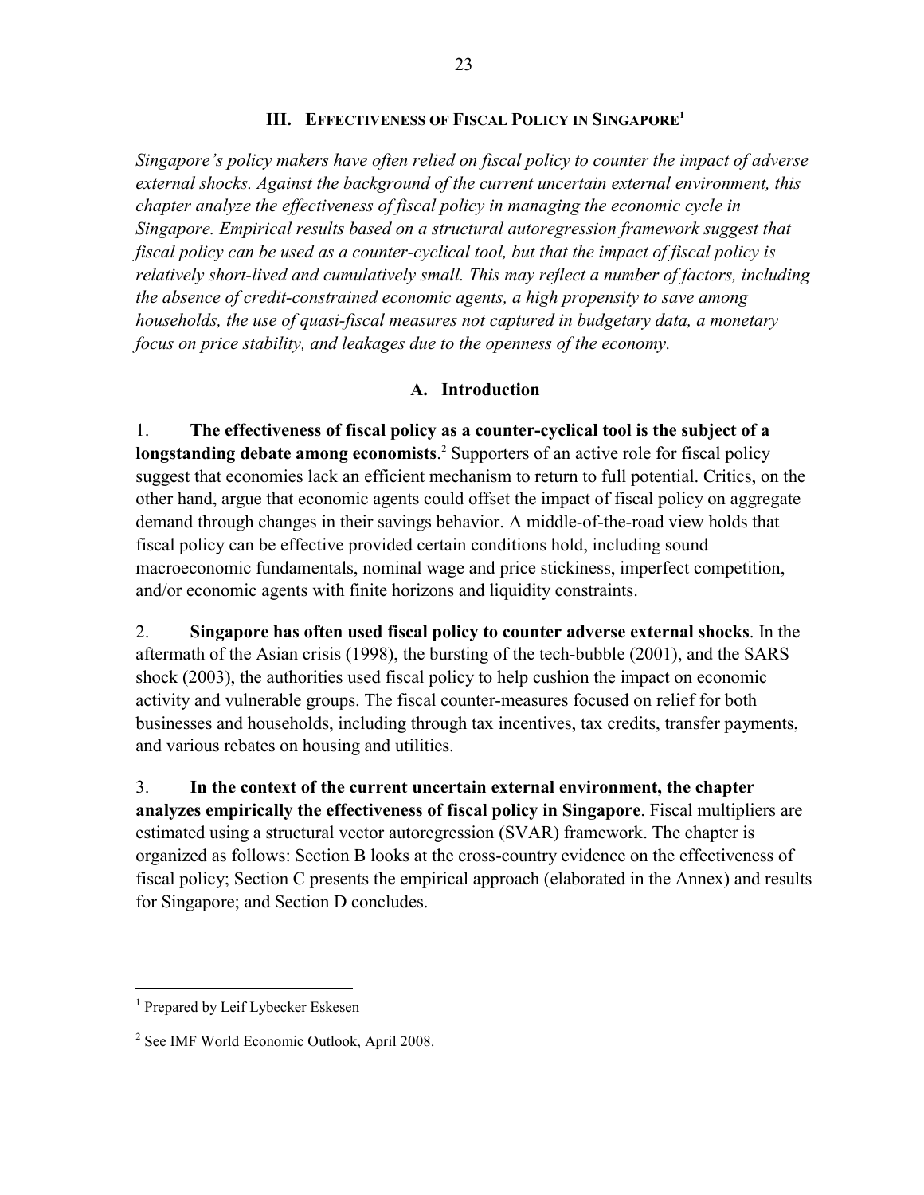## III. Effectiveness of Fiscal Policy in Singapore[1]

*Singapore's policy makers have often relied on fiscal policy to counter the impact of adverse external shocks. Against the background of the current uncertain external environment, this chapter analyze the effectiveness of fiscal policy in managing the economic cycle in Singapore. Empirical results based on a structural autoregression framework suggest that fiscal policy can be used as a counter-cyclical tool, but that the impact of fiscal policy is relatively short-lived and cumulatively small. This may reflect a number of factors, including the absence of credit-constrained economic agents, a high propensity to save among households, the use of quasi-fiscal measures not captured in budgetary data, a monetary focus on price stability, and leakages due to the openness of the economy.*

### A. Introduction

1. **The effectiveness of fiscal policy as a counter-cyclical tool is the subject of a longstanding debate among economists**.[2] Supporters of an active role for fiscal policy suggest that economies lack an efficient mechanism to return to full potential. Critics, on the other hand, argue that economic agents could offset the impact of fiscal policy on aggregate demand through changes in their savings behavior. A middle-of-the-road view holds that fiscal policy can be effective provided certain conditions hold, including sound macroeconomic fundamentals, nominal wage and price stickiness, imperfect competition, and/or economic agents with finite horizons and liquidity constraints.

2. **Singapore has often used fiscal policy to counter adverse external shocks**. In the aftermath of the Asian crisis (1998), the bursting of the tech-bubble (2001), and the SARS shock (2003), the authorities used fiscal policy to help cushion the impact on economic activity and vulnerable groups. The fiscal counter-measures focused on relief for both businesses and households, including through tax incentives, tax credits, transfer payments, and various rebates on housing and utilities.

3. **In the context of the current uncertain external environment, the chapter analyzes empirically the effectiveness of fiscal policy in Singapore**. Fiscal multipliers are estimated using a structural vector autoregression (SVAR) framework. The chapter is organized as follows: Section B looks at the cross-country evidence on the effectiveness of fiscal policy; Section C presents the empirical approach (elaborated in the Annex) and results for Singapore; and Section D concludes.

---

[1] Prepared by Leif Lybecker Eskesen

[2] See IMF World Economic Outlook, April 2008.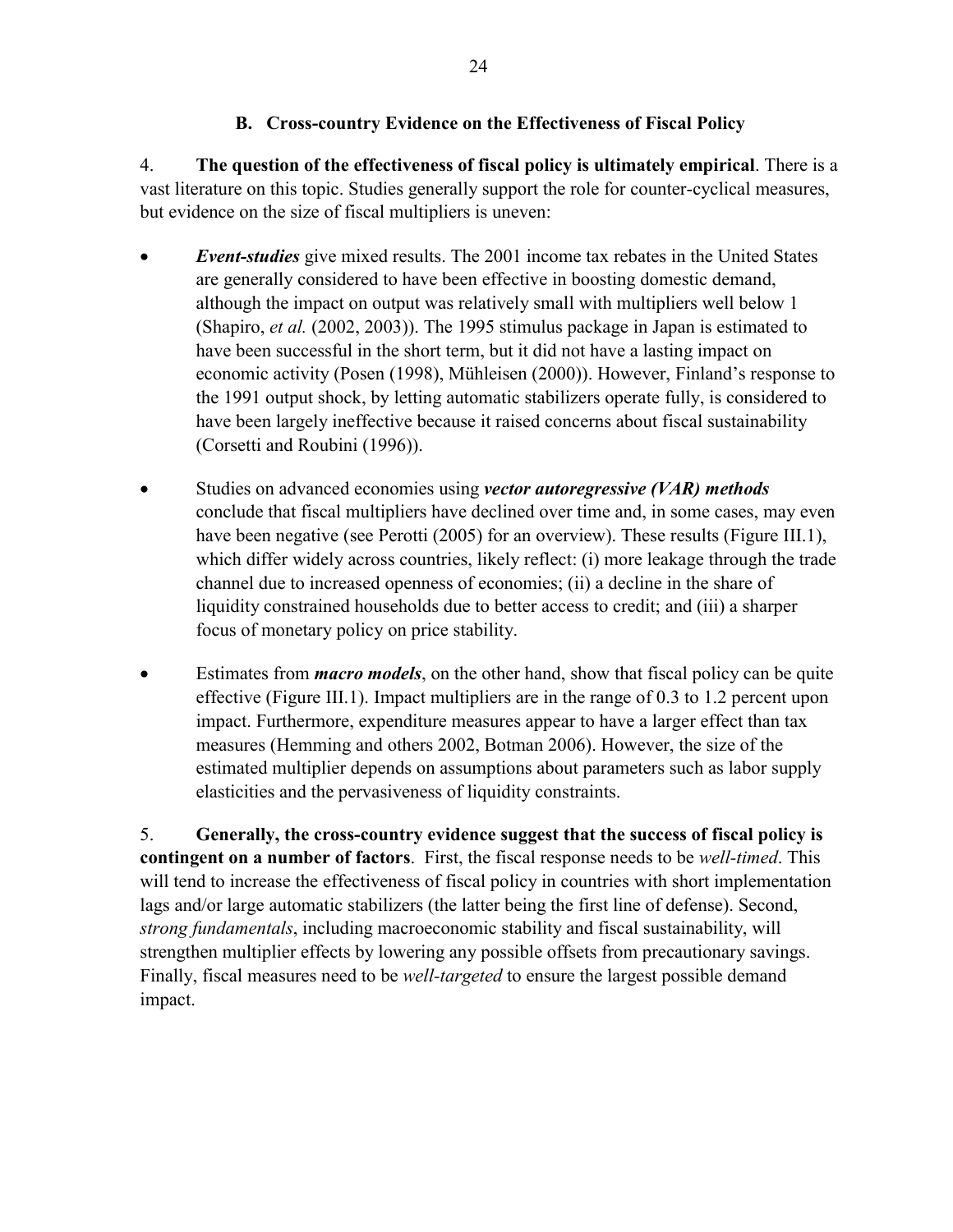## B. Cross-country Evidence on the Effectiveness of Fiscal Policy

4. **The question of the effectiveness of fiscal policy is ultimately empirical**. There is a vast literature on this topic. Studies generally support the role for counter-cyclical measures, but evidence on the size of fiscal multipliers is uneven:

- ***Event-studies*** give mixed results. The 2001 income tax rebates in the United States are generally considered to have been effective in boosting domestic demand, although the impact on output was relatively small with multipliers well below 1 (Shapiro, *et al.* (2002, 2003)). The 1995 stimulus package in Japan is estimated to have been successful in the short term, but it did not have a lasting impact on economic activity (Posen (1998), Mühleisen (2000)). However, Finland's response to the 1991 output shock, by letting automatic stabilizers operate fully, is considered to have been largely ineffective because it raised concerns about fiscal sustainability (Corsetti and Roubini (1996)).

- Studies on advanced economies using ***vector autoregressive (VAR) methods*** conclude that fiscal multipliers have declined over time and, in some cases, may even have been negative (see Perotti (2005) for an overview). These results (Figure III.1), which differ widely across countries, likely reflect: (i) more leakage through the trade channel due to increased openness of economies; (ii) a decline in the share of liquidity constrained households due to better access to credit; and (iii) a sharper focus of monetary policy on price stability.

- Estimates from ***macro models***, on the other hand, show that fiscal policy can be quite effective (Figure III.1). Impact multipliers are in the range of 0.3 to 1.2 percent upon impact. Furthermore, expenditure measures appear to have a larger effect than tax measures (Hemming and others 2002, Botman 2006). However, the size of the estimated multiplier depends on assumptions about parameters such as labor supply elasticities and the pervasiveness of liquidity constraints.

5. **Generally, the cross-country evidence suggest that the success of fiscal policy is contingent on a number of factors**. First, the fiscal response needs to be *well-timed*. This will tend to increase the effectiveness of fiscal policy in countries with short implementation lags and/or large automatic stabilizers (the latter being the first line of defense). Second, *strong fundamentals*, including macroeconomic stability and fiscal sustainability, will strengthen multiplier effects by lowering any possible offsets from precautionary savings. Finally, fiscal measures need to be *well-targeted* to ensure the largest possible demand impact.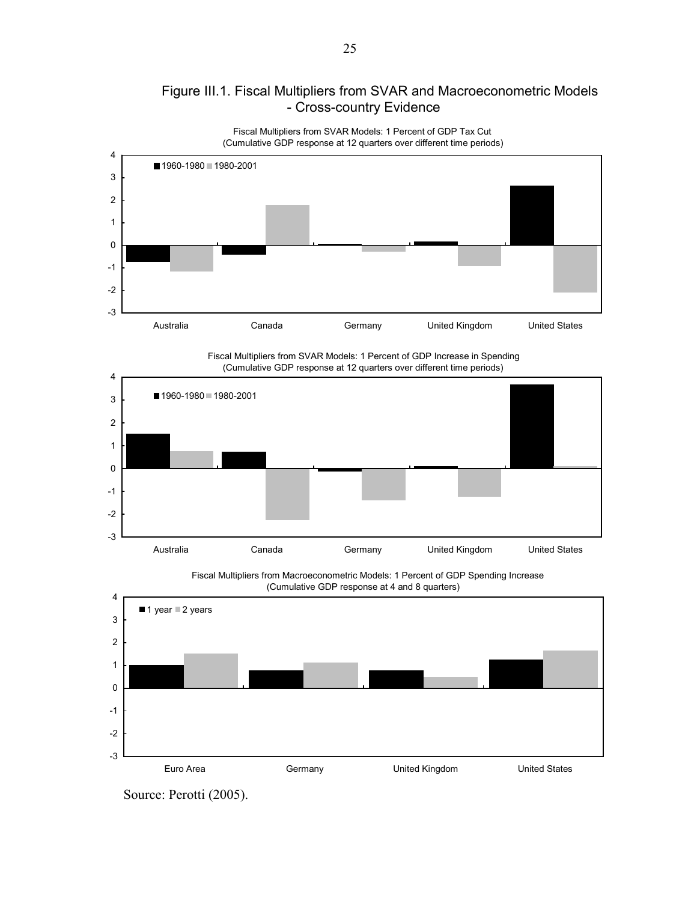## Figure III.1. Fiscal Multipliers from SVAR and Macroeconometric Models - Cross-country Evidence

Fiscal Multipliers from SVAR Models: 1 Percent of GDP Tax Cut
(Cumulative GDP response at 12 quarters over different time periods)

Fiscal Multipliers from SVAR Models: 1 Percent of GDP Increase in Spending
(Cumulative GDP response at 12 quarters over different time periods)

Fiscal Multipliers from Macroeconometric Models: 1 Percent of GDP Spending Increase
(Cumulative GDP response at 4 and 8 quarters)

Source: Perotti (2005).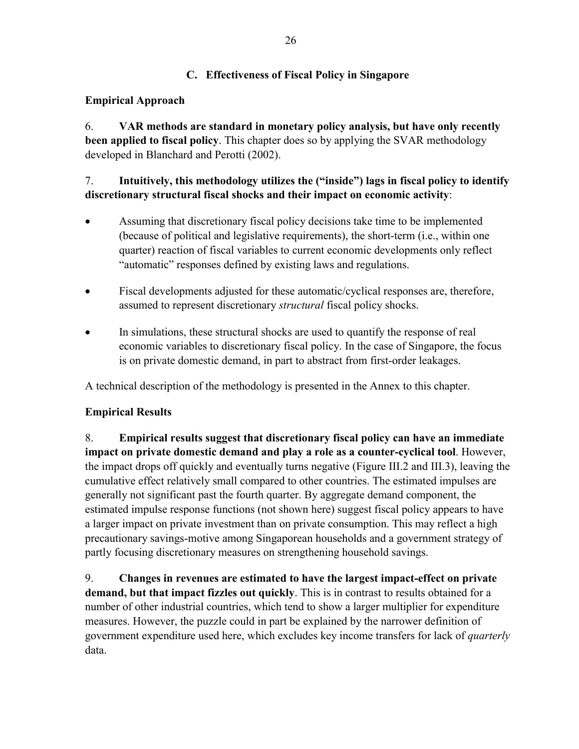## C. Effectiveness of Fiscal Policy in Singapore

### Empirical Approach

6. **VAR methods are standard in monetary policy analysis, but have only recently been applied to fiscal policy**. This chapter does so by applying the SVAR methodology developed in Blanchard and Perotti (2002).

7. **Intuitively, this methodology utilizes the ("inside") lags in fiscal policy to identify discretionary structural fiscal shocks and their impact on economic activity**:

- Assuming that discretionary fiscal policy decisions take time to be implemented (because of political and legislative requirements), the short-term (i.e., within one quarter) reaction of fiscal variables to current economic developments only reflect "automatic" responses defined by existing laws and regulations.
- Fiscal developments adjusted for these automatic/cyclical responses are, therefore, assumed to represent discretionary *structural* fiscal policy shocks.
- In simulations, these structural shocks are used to quantify the response of real economic variables to discretionary fiscal policy. In the case of Singapore, the focus is on private domestic demand, in part to abstract from first-order leakages.

A technical description of the methodology is presented in the Annex to this chapter.

### Empirical Results

8. **Empirical results suggest that discretionary fiscal policy can have an immediate impact on private domestic demand and play a role as a counter-cyclical tool**. However, the impact drops off quickly and eventually turns negative (Figure III.2 and III.3), leaving the cumulative effect relatively small compared to other countries. The estimated impulses are generally not significant past the fourth quarter. By aggregate demand component, the estimated impulse response functions (not shown here) suggest fiscal policy appears to have a larger impact on private investment than on private consumption. This may reflect a high precautionary savings-motive among Singaporean households and a government strategy of partly focusing discretionary measures on strengthening household savings.

9. **Changes in revenues are estimated to have the largest impact-effect on private demand, but that impact fizzles out quickly**. This is in contrast to results obtained for a number of other industrial countries, which tend to show a larger multiplier for expenditure measures. However, the puzzle could in part be explained by the narrower definition of government expenditure used here, which excludes key income transfers for lack of *quarterly* data.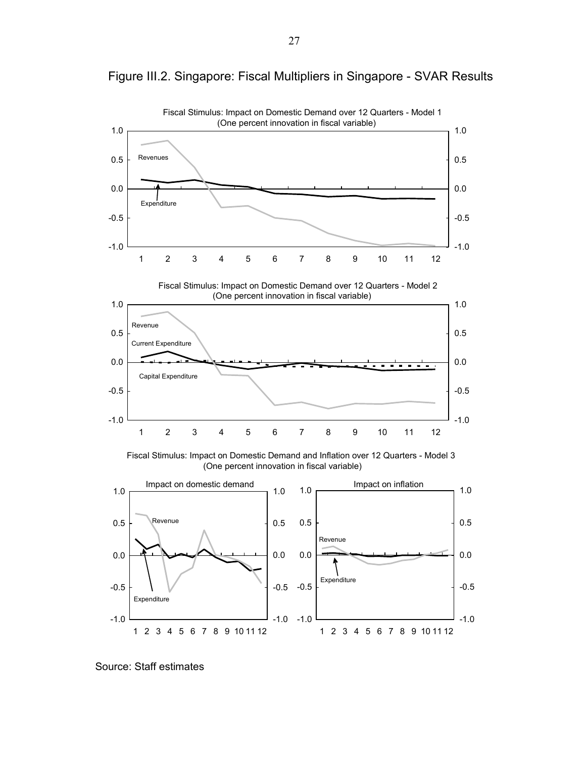# Figure III.2. Singapore: Fiscal Multipliers in Singapore - SVAR Results

Fiscal Stimulus: Impact on Domestic Demand over 12 Quarters - Model 1
(One percent innovation in fiscal variable)

Fiscal Stimulus: Impact on Domestic Demand over 12 Quarters - Model 2
(One percent innovation in fiscal variable)

Fiscal Stimulus: Impact on Domestic Demand and Inflation over 12 Quarters - Model 3
(One percent innovation in fiscal variable)

Source: Staff estimates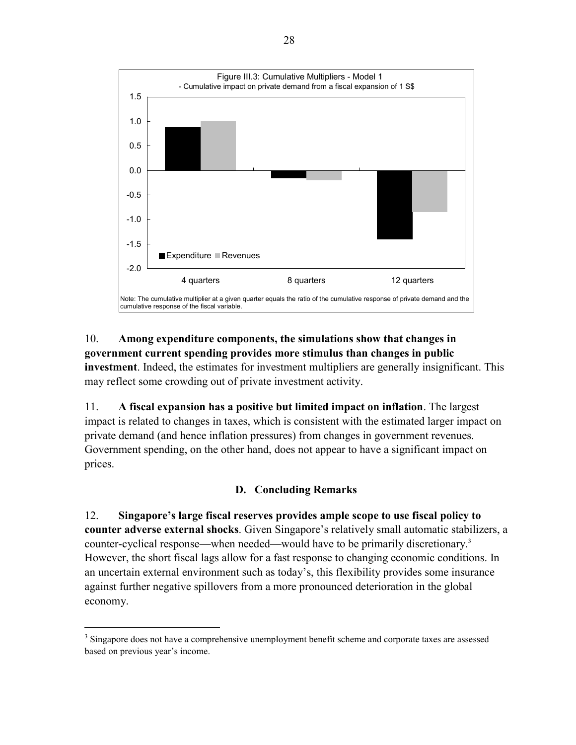Figure III.3: Cumulative Multipliers - Model 1
- Cumulative impact on private demand from a fiscal expansion of 1 S$

Note: The cumulative multiplier at a given quarter equals the ratio of the cumulative response of private demand and the cumulative response of the fiscal variable.

10. **Among expenditure components, the simulations show that changes in government current spending provides more stimulus than changes in public investment**. Indeed, the estimates for investment multipliers are generally insignificant. This may reflect some crowding out of private investment activity.

11. **A fiscal expansion has a positive but limited impact on inflation**. The largest impact is related to changes in taxes, which is consistent with the estimated larger impact on private demand (and hence inflation pressures) from changes in government revenues. Government spending, on the other hand, does not appear to have a significant impact on prices.

### D. Concluding Remarks

12. **Singapore's large fiscal reserves provides ample scope to use fiscal policy to counter adverse external shocks**. Given Singapore's relatively small automatic stabilizers, a counter-cyclical response—when needed—would have to be primarily discretionary.[3] However, the short fiscal lags allow for a fast response to changing economic conditions. In an uncertain external environment such as today's, this flexibility provides some insurance against further negative spillovers from a more pronounced deterioration in the global economy.

---

[3] Singapore does not have a comprehensive unemployment benefit scheme and corporate taxes are assessed based on previous year's income.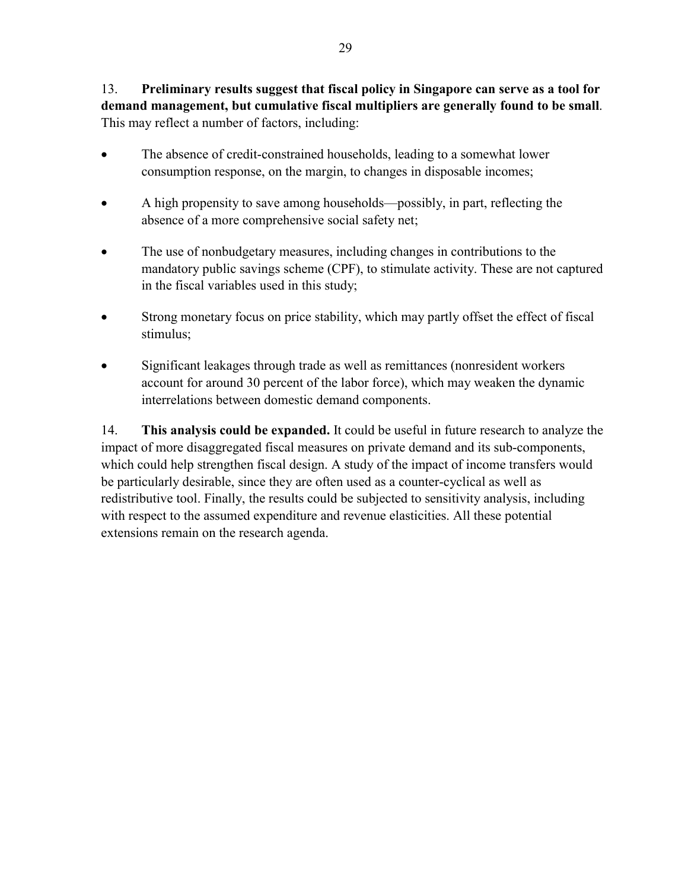13. **Preliminary results suggest that fiscal policy in Singapore can serve as a tool for demand management, but cumulative fiscal multipliers are generally found to be small**. This may reflect a number of factors, including:

- The absence of credit-constrained households, leading to a somewhat lower consumption response, on the margin, to changes in disposable incomes;
- A high propensity to save among households—possibly, in part, reflecting the absence of a more comprehensive social safety net;
- The use of nonbudgetary measures, including changes in contributions to the mandatory public savings scheme (CPF), to stimulate activity. These are not captured in the fiscal variables used in this study;
- Strong monetary focus on price stability, which may partly offset the effect of fiscal stimulus;
- Significant leakages through trade as well as remittances (nonresident workers account for around 30 percent of the labor force), which may weaken the dynamic interrelations between domestic demand components.

14. **This analysis could be expanded.** It could be useful in future research to analyze the impact of more disaggregated fiscal measures on private demand and its sub-components, which could help strengthen fiscal design. A study of the impact of income transfers would be particularly desirable, since they are often used as a counter-cyclical as well as redistributive tool. Finally, the results could be subjected to sensitivity analysis, including with respect to the assumed expenditure and revenue elasticities. All these potential extensions remain on the research agenda.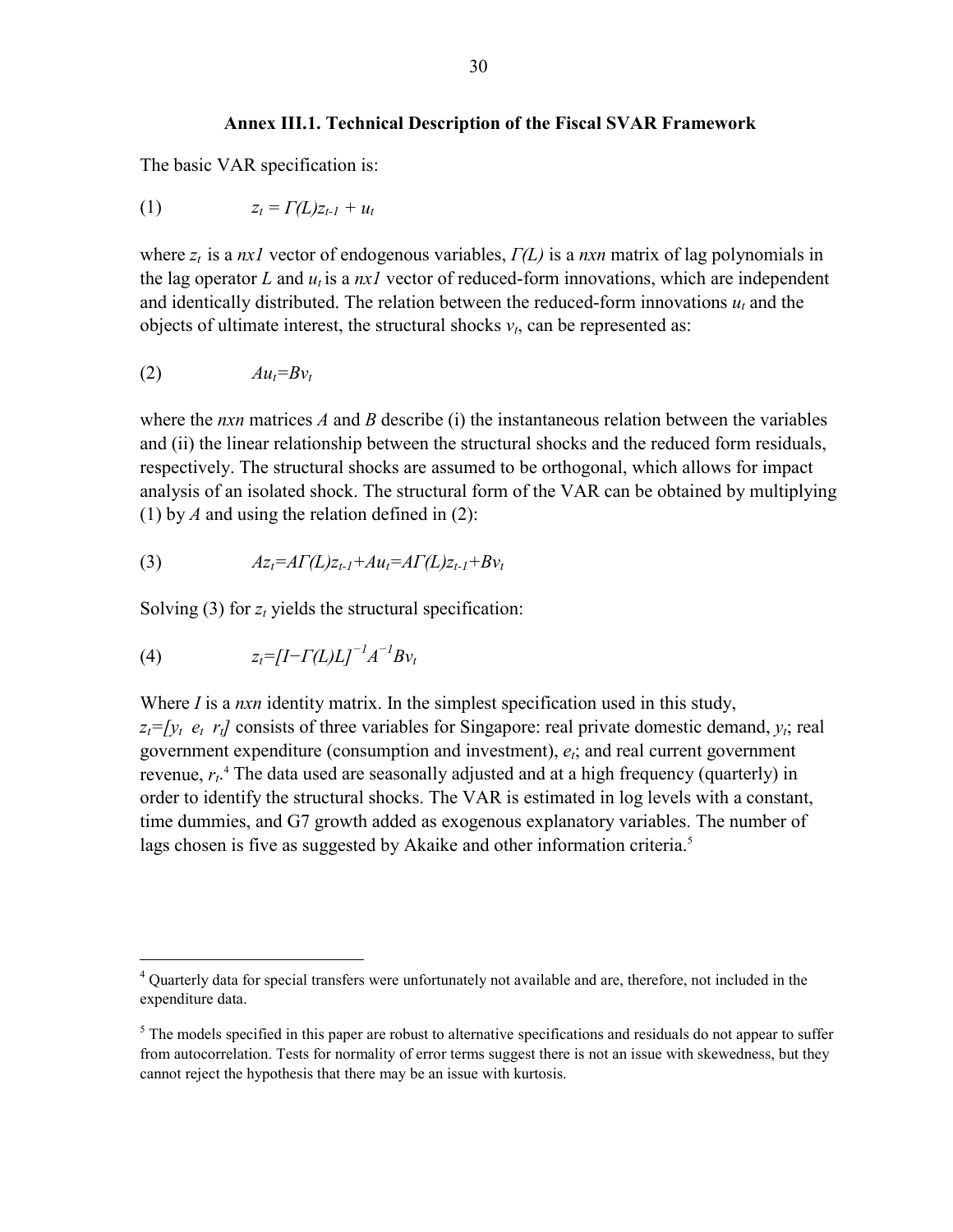### Annex III.1. Technical Description of the Fiscal SVAR Framework

The basic VAR specification is:

$$(1) \qquad z_t = \Gamma(L)z_{t-1} + u_t$$

where $z_t$ is a $nx1$ vector of endogenous variables, $\Gamma(L)$ is a $nxn$ matrix of lag polynomials in the lag operator $L$ and $u_t$ is a $nx1$ vector of reduced-form innovations, which are independent and identically distributed. The relation between the reduced-form innovations $u_t$ and the objects of ultimate interest, the structural shocks $v_t$, can be represented as:

$$(2) \qquad Au_t = Bv_t$$

where the $nxn$ matrices $A$ and $B$ describe (i) the instantaneous relation between the variables and (ii) the linear relationship between the structural shocks and the reduced form residuals, respectively. The structural shocks are assumed to be orthogonal, which allows for impact analysis of an isolated shock. The structural form of the VAR can be obtained by multiplying (1) by $A$ and using the relation defined in (2):

$$(3) \qquad Az_t = A\Gamma(L)z_{t-1} + Au_t = A\Gamma(L)z_{t-1} + Bv_t$$

Solving (3) for $z_t$ yields the structural specification:

$$(4) \qquad z_t = [I - \Gamma(L)L]^{-1}A^{-1}Bv_t$$

Where $I$ is a $nxn$ identity matrix. In the simplest specification used in this study, $z_t = [y_t \;\; e_t \;\; r_t]$ consists of three variables for Singapore: real private domestic demand, $y_t$; real government expenditure (consumption and investment), $e_t$; and real current government revenue, $r_t$.[4] The data used are seasonally adjusted and at a high frequency (quarterly) in order to identify the structural shocks. The VAR is estimated in log levels with a constant, time dummies, and G7 growth added as exogenous explanatory variables. The number of lags chosen is five as suggested by Akaike and other information criteria.[5]

---

[4] Quarterly data for special transfers were unfortunately not available and are, therefore, not included in the expenditure data.

[5] The models specified in this paper are robust to alternative specifications and residuals do not appear to suffer from autocorrelation. Tests for normality of error terms suggest there is not an issue with skewedness, but they cannot reject the hypothesis that there may be an issue with kurtosis.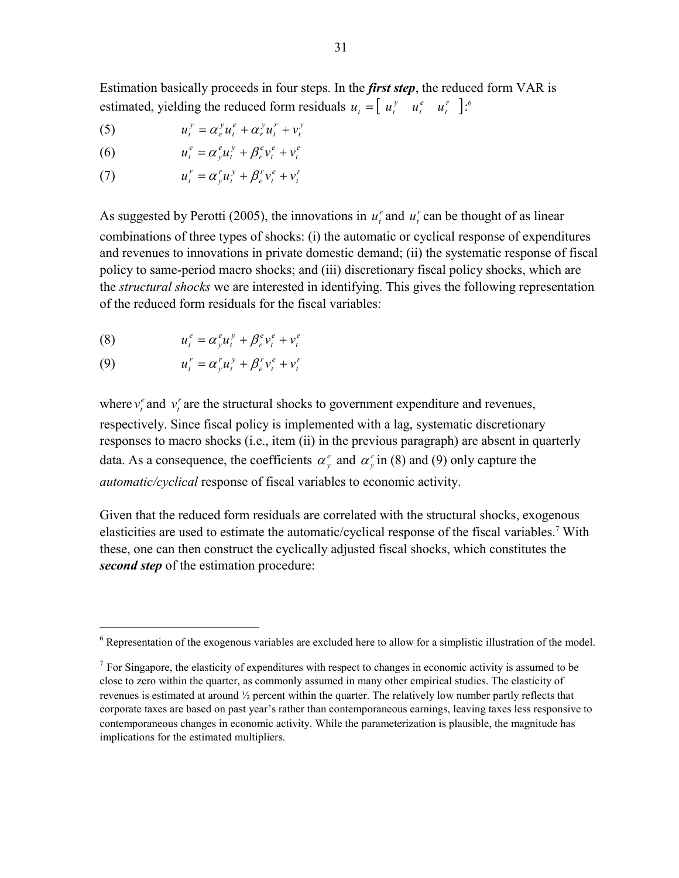Estimation basically proceeds in four steps. In the ***first step***, the reduced form VAR is estimated, yielding the reduced form residuals $u_t = [\ u_t^y \quad u_t^e \quad u_t^r\ ]$:[6]

$$u_t^y = \alpha_e^y u_t^e + \alpha_r^y u_t^r + v_t^y \tag{5}$$

$$u_t^e = \alpha_y^e u_t^y + \beta_r^e v_t^e + v_t^e \tag{6}$$

$$u_t^r = \alpha_y^r u_t^y + \beta_e^r v_t^e + v_t^r \tag{7}$$

As suggested by Perotti (2005), the innovations in $u_t^e$ and $u_t^r$ can be thought of as linear combinations of three types of shocks: (i) the automatic or cyclical response of expenditures and revenues to innovations in private domestic demand; (ii) the systematic response of fiscal policy to same-period macro shocks; and (iii) discretionary fiscal policy shocks, which are the *structural shocks* we are interested in identifying. This gives the following representation of the reduced form residuals for the fiscal variables:

$$u_t^e = \alpha_y^e u_t^y + \beta_r^e v_t^e + v_t^e \tag{8}$$

$$u_t^r = \alpha_y^r u_t^y + \beta_e^r v_t^e + v_t^r \tag{9}$$

where $v_t^e$ and $v_t^r$ are the structural shocks to government expenditure and revenues, respectively. Since fiscal policy is implemented with a lag, systematic discretionary responses to macro shocks (i.e., item (ii) in the previous paragraph) are absent in quarterly data. As a consequence, the coefficients $\alpha_y^e$ and $\alpha_y^r$ in (8) and (9) only capture the *automatic/cyclical* response of fiscal variables to economic activity.

Given that the reduced form residuals are correlated with the structural shocks, exogenous elasticities are used to estimate the automatic/cyclical response of the fiscal variables.[7] With these, one can then construct the cyclically adjusted fiscal shocks, which constitutes the ***second step*** of the estimation procedure:

---

[6] Representation of the exogenous variables are excluded here to allow for a simplistic illustration of the model.

[7] For Singapore, the elasticity of expenditures with respect to changes in economic activity is assumed to be close to zero within the quarter, as commonly assumed in many other empirical studies. The elasticity of revenues is estimated at around ½ percent within the quarter. The relatively low number partly reflects that corporate taxes are based on past year's rather than contemporaneous earnings, leaving taxes less responsive to contemporaneous changes in economic activity. While the parameterization is plausible, the magnitude has implications for the estimated multipliers.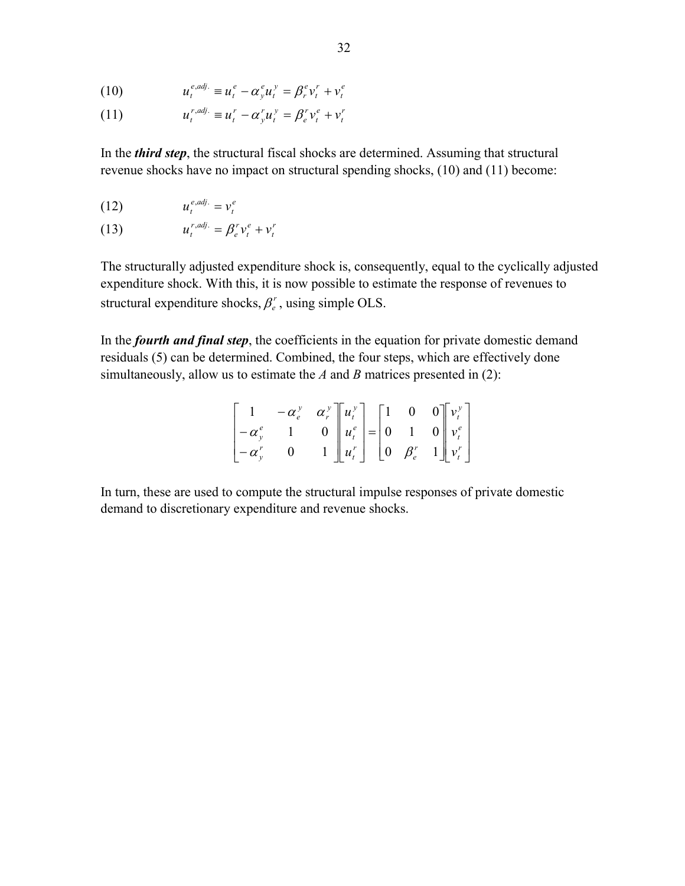$$(10) \qquad u_t^{e,adj.} \equiv u_t^e - \alpha_y^e u_t^y = \beta_r^e v_t^r + v_t^e$$

$$(11) \qquad u_t^{r,adj.} \equiv u_t^r - \alpha_y^r u_t^y = \beta_e^r v_t^e + v_t^r$$

In the ***third step***, the structural fiscal shocks are determined. Assuming that structural revenue shocks have no impact on structural spending shocks, (10) and (11) become:

$$(12) \qquad u_t^{e,adj.} = v_t^e$$

$$(13) \qquad u_t^{r,adj.} = \beta_e^r v_t^e + v_t^r$$

The structurally adjusted expenditure shock is, consequently, equal to the cyclically adjusted expenditure shock. With this, it is now possible to estimate the response of revenues to structural expenditure shocks, $\beta_e^r$, using simple OLS.

In the ***fourth and final step***, the coefficients in the equation for private domestic demand residuals (5) can be determined. Combined, the four steps, which are effectively done simultaneously, allow us to estimate the *A* and *B* matrices presented in (2):

$$\begin{bmatrix} 1 & -\alpha_e^y & \alpha_r^y \\ -\alpha_y^e & 1 & 0 \\ -\alpha_y^r & 0 & 1 \end{bmatrix} \begin{bmatrix} u_t^y \\ u_t^e \\ u_t^r \end{bmatrix} = \begin{bmatrix} 1 & 0 & 0 \\ 0 & 1 & 0 \\ 0 & \beta_e^r & 1 \end{bmatrix} \begin{bmatrix} v_t^y \\ v_t^e \\ v_t^r \end{bmatrix}$$

In turn, these are used to compute the structural impulse responses of private domestic demand to discretionary expenditure and revenue shocks.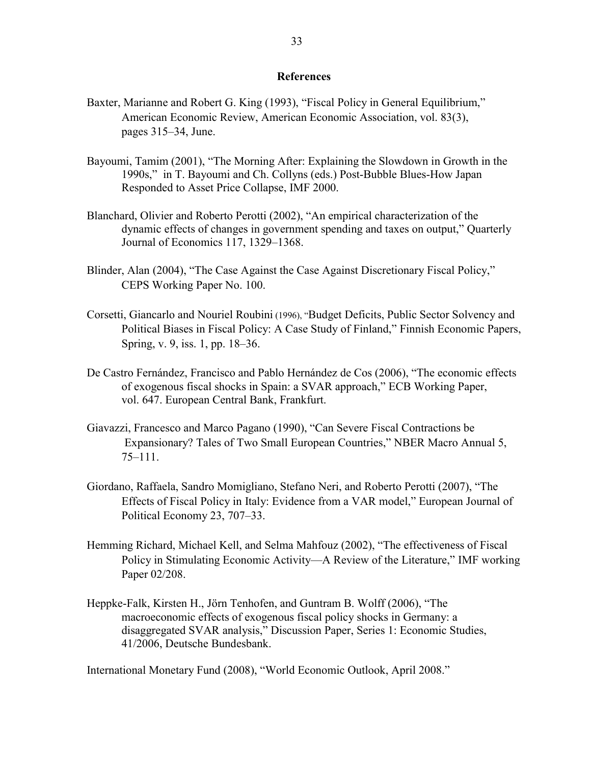## References

Baxter, Marianne and Robert G. King (1993), "Fiscal Policy in General Equilibrium," American Economic Review, American Economic Association, vol. 83(3), pages 315–34, June.

Bayoumi, Tamim (2001), "The Morning After: Explaining the Slowdown in Growth in the 1990s," in T. Bayoumi and Ch. Collyns (eds.) Post-Bubble Blues-How Japan Responded to Asset Price Collapse, IMF 2000.

Blanchard, Olivier and Roberto Perotti (2002), "An empirical characterization of the dynamic effects of changes in government spending and taxes on output," Quarterly Journal of Economics 117, 1329–1368.

Blinder, Alan (2004), "The Case Against the Case Against Discretionary Fiscal Policy," CEPS Working Paper No. 100.

Corsetti, Giancarlo and Nouriel Roubini (1996), "Budget Deficits, Public Sector Solvency and Political Biases in Fiscal Policy: A Case Study of Finland," Finnish Economic Papers, Spring, v. 9, iss. 1, pp. 18–36.

De Castro Fernández, Francisco and Pablo Hernández de Cos (2006), "The economic effects of exogenous fiscal shocks in Spain: a SVAR approach," ECB Working Paper, vol. 647. European Central Bank, Frankfurt.

Giavazzi, Francesco and Marco Pagano (1990), "Can Severe Fiscal Contractions be Expansionary? Tales of Two Small European Countries," NBER Macro Annual 5, 75–111.

Giordano, Raffaela, Sandro Momigliano, Stefano Neri, and Roberto Perotti (2007), "The Effects of Fiscal Policy in Italy: Evidence from a VAR model," European Journal of Political Economy 23, 707–33.

Hemming Richard, Michael Kell, and Selma Mahfouz (2002), "The effectiveness of Fiscal Policy in Stimulating Economic Activity—A Review of the Literature," IMF working Paper 02/208.

Heppke-Falk, Kirsten H., Jörn Tenhofen, and Guntram B. Wolff (2006), "The macroeconomic effects of exogenous fiscal policy shocks in Germany: a disaggregated SVAR analysis," Discussion Paper, Series 1: Economic Studies, 41/2006, Deutsche Bundesbank.

International Monetary Fund (2008), "World Economic Outlook, April 2008."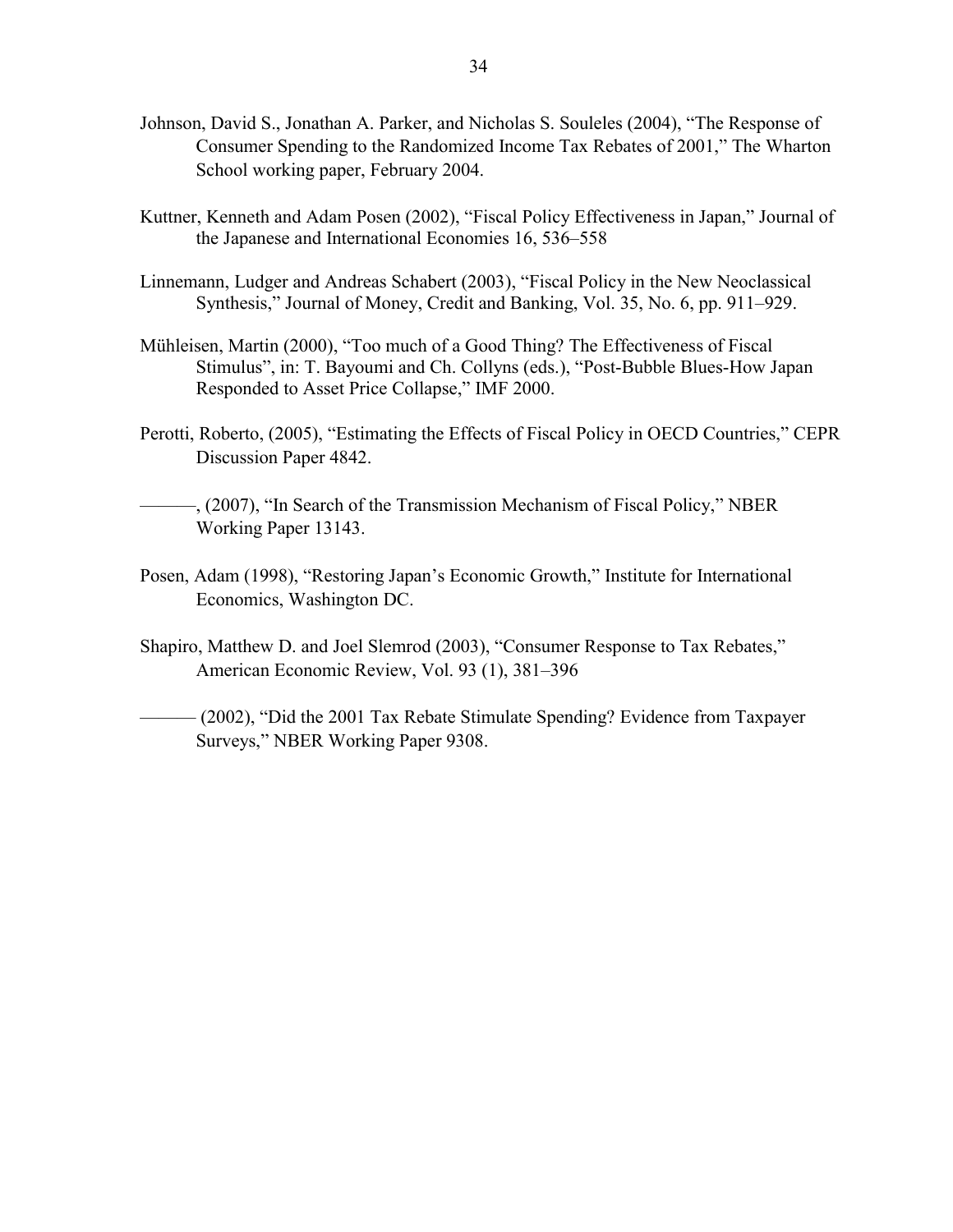Johnson, David S., Jonathan A. Parker, and Nicholas S. Souleles (2004), "The Response of Consumer Spending to the Randomized Income Tax Rebates of 2001," The Wharton School working paper, February 2004.

Kuttner, Kenneth and Adam Posen (2002), "Fiscal Policy Effectiveness in Japan," Journal of the Japanese and International Economies 16, 536–558

Linnemann, Ludger and Andreas Schabert (2003), "Fiscal Policy in the New Neoclassical Synthesis," Journal of Money, Credit and Banking, Vol. 35, No. 6, pp. 911–929.

Mühleisen, Martin (2000), "Too much of a Good Thing? The Effectiveness of Fiscal Stimulus", in: T. Bayoumi and Ch. Collyns (eds.), "Post-Bubble Blues-How Japan Responded to Asset Price Collapse," IMF 2000.

Perotti, Roberto, (2005), "Estimating the Effects of Fiscal Policy in OECD Countries," CEPR Discussion Paper 4842.

———, (2007), "In Search of the Transmission Mechanism of Fiscal Policy," NBER Working Paper 13143.

Posen, Adam (1998), "Restoring Japan's Economic Growth," Institute for International Economics, Washington DC.

Shapiro, Matthew D. and Joel Slemrod (2003), "Consumer Response to Tax Rebates," American Economic Review, Vol. 93 (1), 381–396

——— (2002), "Did the 2001 Tax Rebate Stimulate Spending? Evidence from Taxpayer Surveys," NBER Working Paper 9308.